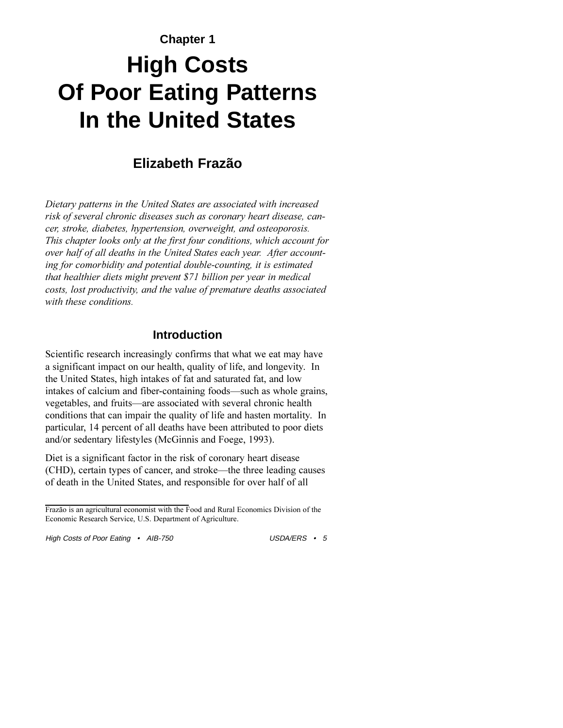Chapter 1

# High Costs Of Poor Eating Patterns In the United States

## Elizabeth Frazão

*Dietary patterns in the United States are associated with increased risk of several chronic diseases such as coronary heart disease, cancer, stroke, diabetes, hypertension, overweight, and osteoporosis. This chapter looks only at the first four conditions, which account for over half of all deaths in the United States each year. After accounting for comorbidity and potential double-counting, it is estimated that healthier diets might prevent $71 billion per year in medical costs, lost productivity, and the value of premature deaths associated with these conditions.*

## Introduction

Scientific research increasingly confirms that what we eat may have a significant impact on our health, quality of life, and longevity. In the United States, high intakes of fat and saturated fat, and low intakes of calcium and fiber-containing foods—such as whole grains, vegetables, and fruits—are associated with several chronic health conditions that can impair the quality of life and hasten mortality. In particular, 14 percent of all deaths have been attributed to poor diets and/or sedentary lifestyles (McGinnis and Foege, 1993).

Diet is a significant factor in the risk of coronary heart disease (CHD), certain types of cancer, and stroke—the three leading causes of death in the United States, and responsible for over half of all

---

Frazão is an agricultural economist with the Food and Rural Economics Division of the Economic Research Service, U.S. Department of Agriculture.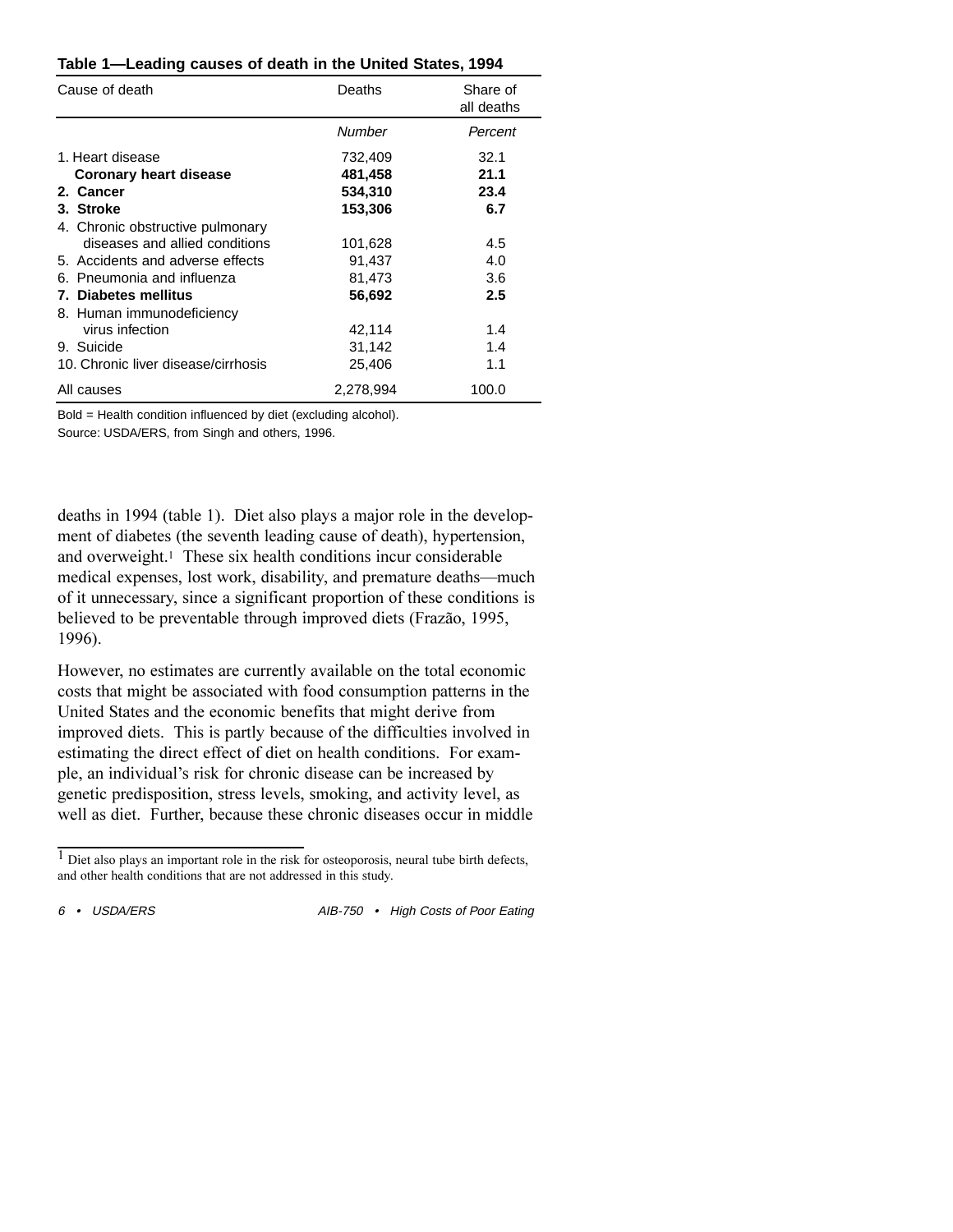**Table 1—Leading causes of death in the United States, 1994**

| Cause of death | Deaths | Share of all deaths |
|---|---|---|
| | *Number* | *Percent* |
| 1. Heart disease | 732,409 | 32.1 |
| **Coronary heart disease** | **481,458** | **21.1** |
| **2. Cancer** | **534,310** | **23.4** |
| **3. Stroke** | **153,306** | **6.7** |
| 4. Chronic obstructive pulmonary diseases and allied conditions | 101,628 | 4.5 |
| 5. Accidents and adverse effects | 91,437 | 4.0 |
| 6. Pneumonia and influenza | 81,473 | 3.6 |
| **7. Diabetes mellitus** | **56,692** | **2.5** |
| 8. Human immunodeficiency virus infection | 42,114 | 1.4 |
| 9. Suicide | 31,142 | 1.4 |
| 10. Chronic liver disease/cirrhosis | 25,406 | 1.1 |
| All causes | 2,278,994 | 100.0 |

Bold = Health condition influenced by diet (excluding alcohol).

Source: USDA/ERS, from Singh and others, 1996.

deaths in 1994 (table 1). Diet also plays a major role in the development of diabetes (the seventh leading cause of death), hypertension, and overweight.[1] These six health conditions incur considerable medical expenses, lost work, disability, and premature deaths—much of it unnecessary, since a significant proportion of these conditions is believed to be preventable through improved diets (Frazão, 1995, 1996).

However, no estimates are currently available on the total economic costs that might be associated with food consumption patterns in the United States and the economic benefits that might derive from improved diets. This is partly because of the difficulties involved in estimating the direct effect of diet on health conditions. For example, an individual's risk for chronic disease can be increased by genetic predisposition, stress levels, smoking, and activity level, as well as diet. Further, because these chronic diseases occur in middle

[1] Diet also plays an important role in the risk for osteoporosis, neural tube birth defects, and other health conditions that are not addressed in this study.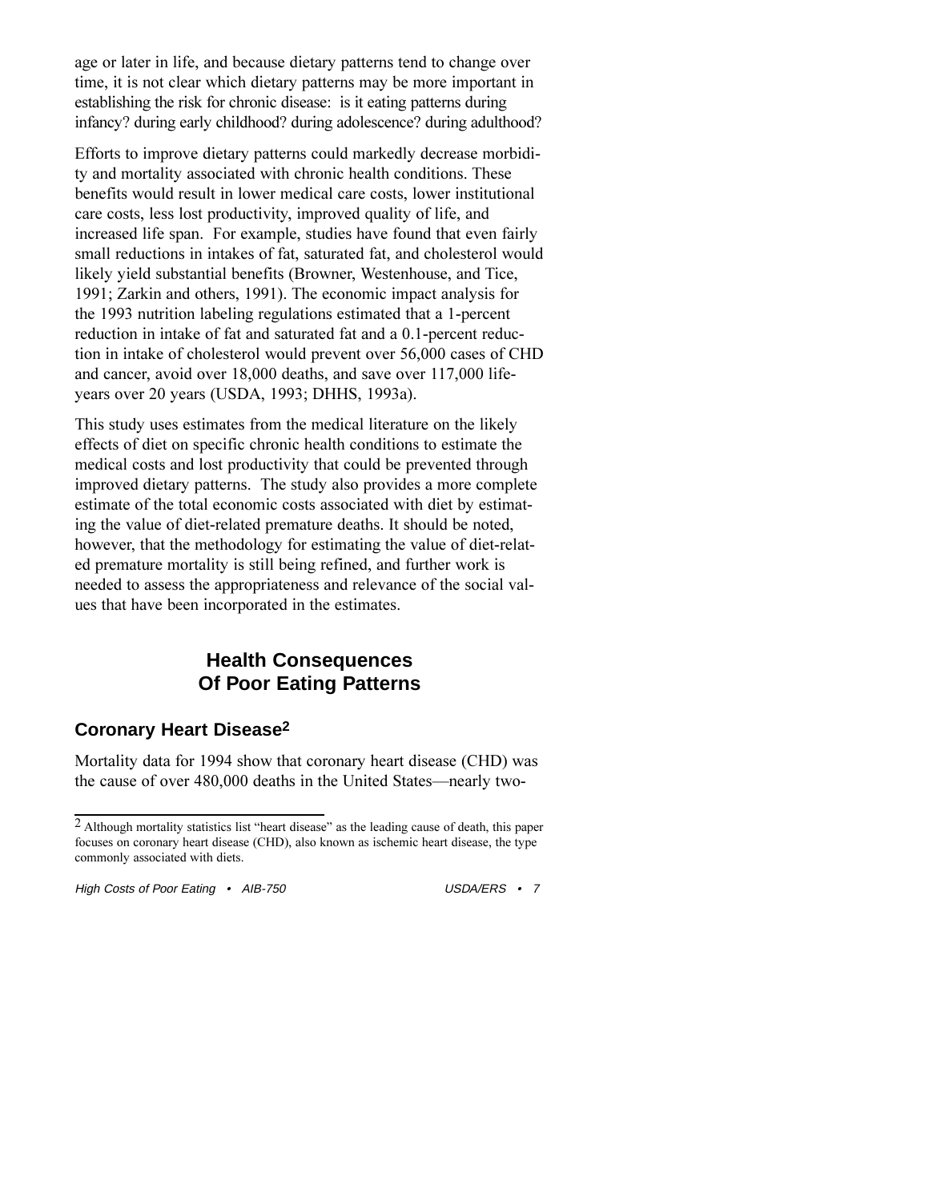age or later in life, and because dietary patterns tend to change over time, it is not clear which dietary patterns may be more important in establishing the risk for chronic disease: is it eating patterns during infancy? during early childhood? during adolescence? during adulthood?

Efforts to improve dietary patterns could markedly decrease morbidity and mortality associated with chronic health conditions. These benefits would result in lower medical care costs, lower institutional care costs, less lost productivity, improved quality of life, and increased life span. For example, studies have found that even fairly small reductions in intakes of fat, saturated fat, and cholesterol would likely yield substantial benefits (Browner, Westenhouse, and Tice, 1991; Zarkin and others, 1991). The economic impact analysis for the 1993 nutrition labeling regulations estimated that a 1-percent reduction in intake of fat and saturated fat and a 0.1-percent reduction in intake of cholesterol would prevent over 56,000 cases of CHD and cancer, avoid over 18,000 deaths, and save over 117,000 life-years over 20 years (USDA, 1993; DHHS, 1993a).

This study uses estimates from the medical literature on the likely effects of diet on specific chronic health conditions to estimate the medical costs and lost productivity that could be prevented through improved dietary patterns. The study also provides a more complete estimate of the total economic costs associated with diet by estimating the value of diet-related premature deaths. It should be noted, however, that the methodology for estimating the value of diet-related premature mortality is still being refined, and further work is needed to assess the appropriateness and relevance of the social values that have been incorporated in the estimates.

## Health Consequences Of Poor Eating Patterns

### Coronary Heart Disease[2]

Mortality data for 1994 show that coronary heart disease (CHD) was the cause of over 480,000 deaths in the United States—nearly two-

[2] Although mortality statistics list "heart disease" as the leading cause of death, this paper focuses on coronary heart disease (CHD), also known as ischemic heart disease, the type commonly associated with diets.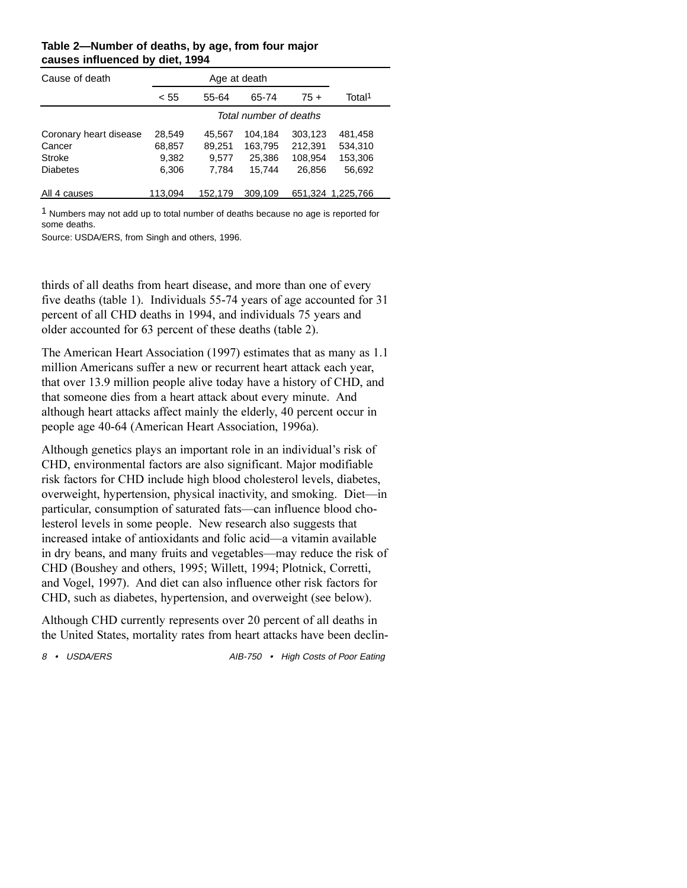**Table 2—Number of deaths, by age, from four major causes influenced by diet, 1994**

| Cause of death | Age at death | | | | |
|---|---|---|---|---|---|
| | < 55 | 55-64 | 65-74 | 75 + | Total[1] |
| | *Total number of deaths* | | | | |
| Coronary heart disease | 28,549 | 45,567 | 104,184 | 303,123 | 481,458 |
| Cancer | 68,857 | 89,251 | 163,795 | 212,391 | 534,310 |
| Stroke | 9,382 | 9,577 | 25,386 | 108,954 | 153,306 |
| Diabetes | 6,306 | 7,784 | 15,744 | 26,856 | 56,692 |
| All 4 causes | 113,094 | 152,179 | 309,109 | 651,324 | 1,225,766 |

[1] Numbers may not add up to total number of deaths because no age is reported for some deaths.

Source: USDA/ERS, from Singh and others, 1996.

thirds of all deaths from heart disease, and more than one of every five deaths (table 1). Individuals 55-74 years of age accounted for 31 percent of all CHD deaths in 1994, and individuals 75 years and older accounted for 63 percent of these deaths (table 2).

The American Heart Association (1997) estimates that as many as 1.1 million Americans suffer a new or recurrent heart attack each year, that over 13.9 million people alive today have a history of CHD, and that someone dies from a heart attack about every minute. And although heart attacks affect mainly the elderly, 40 percent occur in people age 40-64 (American Heart Association, 1996a).

Although genetics plays an important role in an individual's risk of CHD, environmental factors are also significant. Major modifiable risk factors for CHD include high blood cholesterol levels, diabetes, overweight, hypertension, physical inactivity, and smoking. Diet—in particular, consumption of saturated fats—can influence blood cholesterol levels in some people. New research also suggests that increased intake of antioxidants and folic acid—a vitamin available in dry beans, and many fruits and vegetables—may reduce the risk of CHD (Boushey and others, 1995; Willett, 1994; Plotnick, Corretti, and Vogel, 1997). And diet can also influence other risk factors for CHD, such as diabetes, hypertension, and overweight (see below).

Although CHD currently represents over 20 percent of all deaths in the United States, mortality rates from heart attacks have been declin-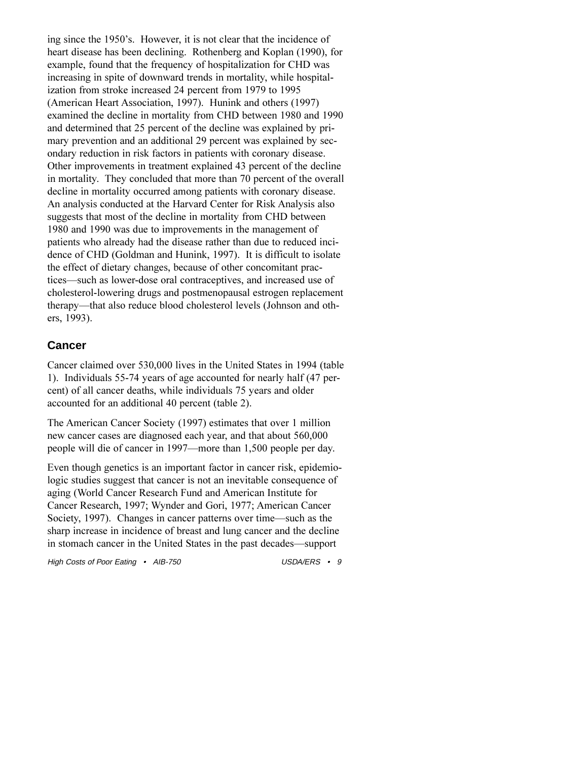ing since the 1950's. However, it is not clear that the incidence of heart disease has been declining. Rothenberg and Koplan (1990), for example, found that the frequency of hospitalization for CHD was increasing in spite of downward trends in mortality, while hospitalization from stroke increased 24 percent from 1979 to 1995 (American Heart Association, 1997). Hunink and others (1997) examined the decline in mortality from CHD between 1980 and 1990 and determined that 25 percent of the decline was explained by primary prevention and an additional 29 percent was explained by secondary reduction in risk factors in patients with coronary disease. Other improvements in treatment explained 43 percent of the decline in mortality. They concluded that more than 70 percent of the overall decline in mortality occurred among patients with coronary disease. An analysis conducted at the Harvard Center for Risk Analysis also suggests that most of the decline in mortality from CHD between 1980 and 1990 was due to improvements in the management of patients who already had the disease rather than due to reduced incidence of CHD (Goldman and Hunink, 1997). It is difficult to isolate the effect of dietary changes, because of other concomitant practices—such as lower-dose oral contraceptives, and increased use of cholesterol-lowering drugs and postmenopausal estrogen replacement therapy—that also reduce blood cholesterol levels (Johnson and others, 1993).

## Cancer

Cancer claimed over 530,000 lives in the United States in 1994 (table 1). Individuals 55-74 years of age accounted for nearly half (47 percent) of all cancer deaths, while individuals 75 years and older accounted for an additional 40 percent (table 2).

The American Cancer Society (1997) estimates that over 1 million new cancer cases are diagnosed each year, and that about 560,000 people will die of cancer in 1997—more than 1,500 people per day.

Even though genetics is an important factor in cancer risk, epidemiologic studies suggest that cancer is not an inevitable consequence of aging (World Cancer Research Fund and American Institute for Cancer Research, 1997; Wynder and Gori, 1977; American Cancer Society, 1997). Changes in cancer patterns over time—such as the sharp increase in incidence of breast and lung cancer and the decline in stomach cancer in the United States in the past decades—support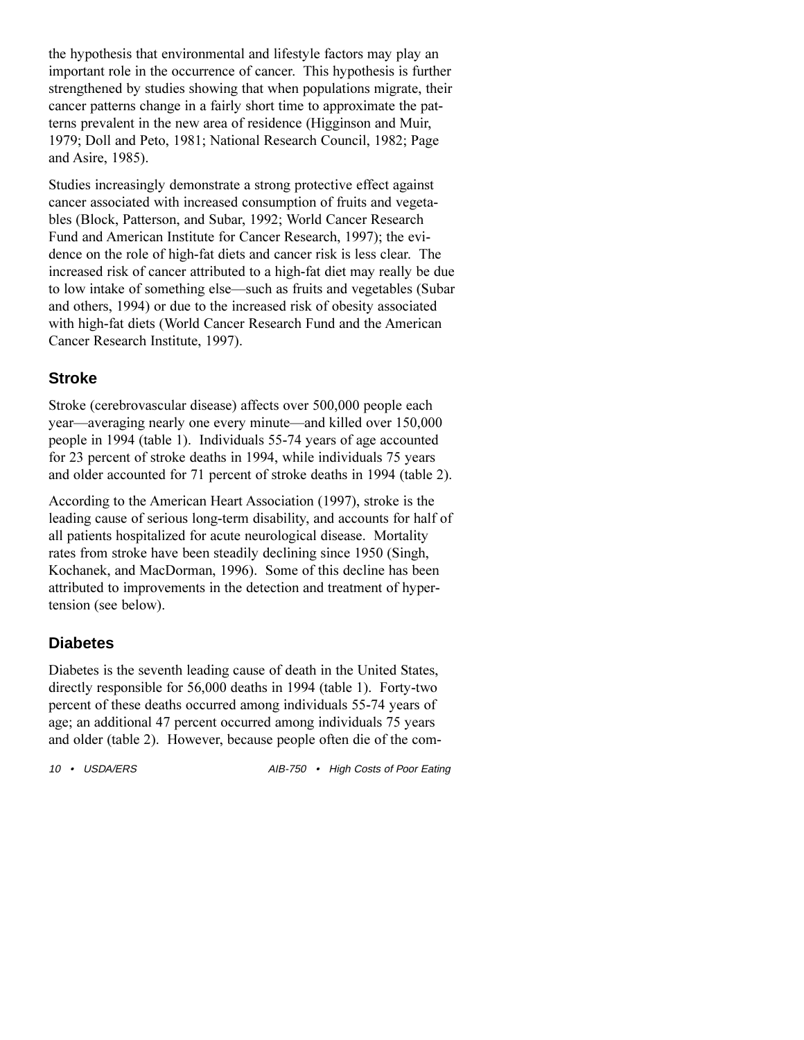the hypothesis that environmental and lifestyle factors may play an important role in the occurrence of cancer. This hypothesis is further strengthened by studies showing that when populations migrate, their cancer patterns change in a fairly short time to approximate the patterns prevalent in the new area of residence (Higginson and Muir, 1979; Doll and Peto, 1981; National Research Council, 1982; Page and Asire, 1985).

Studies increasingly demonstrate a strong protective effect against cancer associated with increased consumption of fruits and vegetables (Block, Patterson, and Subar, 1992; World Cancer Research Fund and American Institute for Cancer Research, 1997); the evidence on the role of high-fat diets and cancer risk is less clear. The increased risk of cancer attributed to a high-fat diet may really be due to low intake of something else—such as fruits and vegetables (Subar and others, 1994) or due to the increased risk of obesity associated with high-fat diets (World Cancer Research Fund and the American Cancer Research Institute, 1997).

## Stroke

Stroke (cerebrovascular disease) affects over 500,000 people each year—averaging nearly one every minute—and killed over 150,000 people in 1994 (table 1). Individuals 55-74 years of age accounted for 23 percent of stroke deaths in 1994, while individuals 75 years and older accounted for 71 percent of stroke deaths in 1994 (table 2).

According to the American Heart Association (1997), stroke is the leading cause of serious long-term disability, and accounts for half of all patients hospitalized for acute neurological disease. Mortality rates from stroke have been steadily declining since 1950 (Singh, Kochanek, and MacDorman, 1996). Some of this decline has been attributed to improvements in the detection and treatment of hypertension (see below).

## Diabetes

Diabetes is the seventh leading cause of death in the United States, directly responsible for 56,000 deaths in 1994 (table 1). Forty-two percent of these deaths occurred among individuals 55-74 years of age; an additional 47 percent occurred among individuals 75 years and older (table 2). However, because people often die of the com-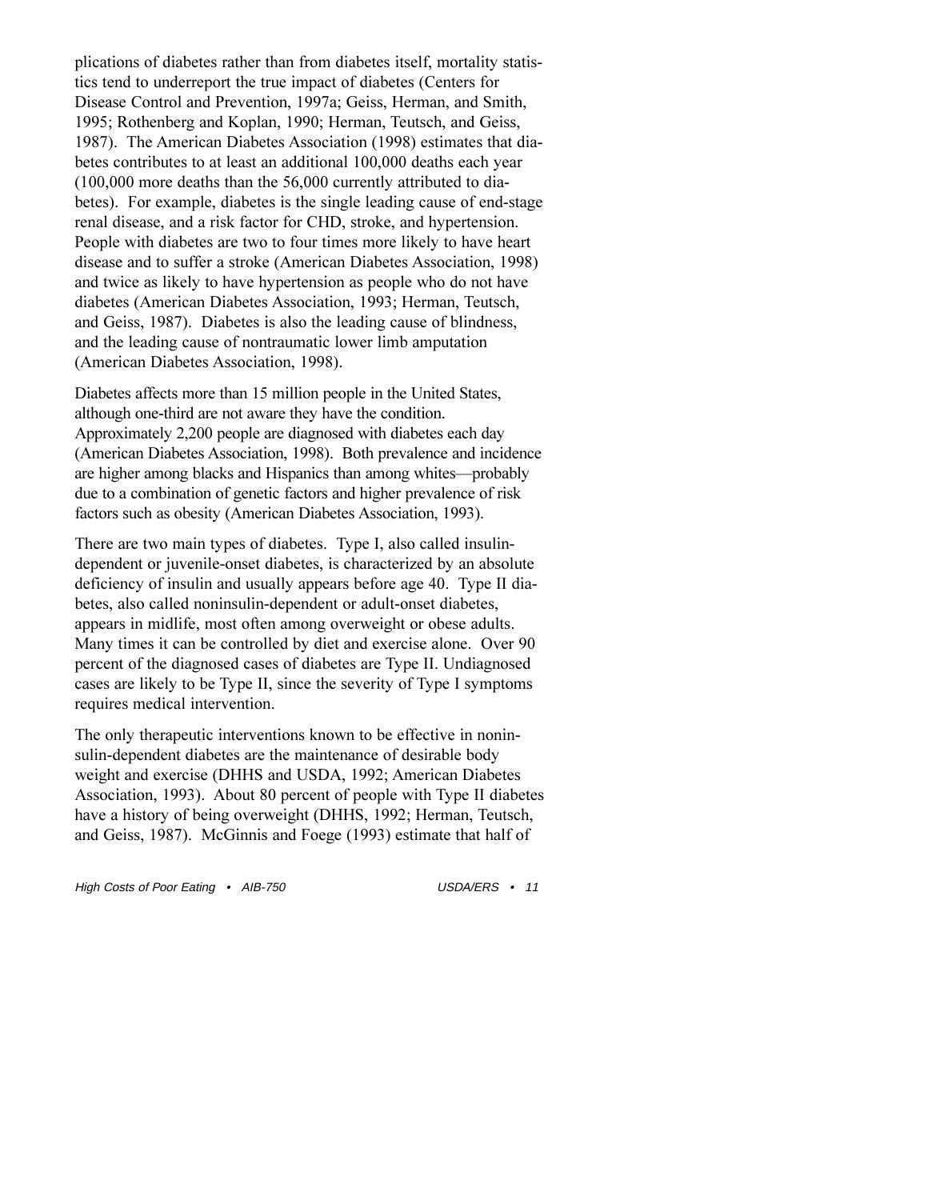plications of diabetes rather than from diabetes itself, mortality statistics tend to underreport the true impact of diabetes (Centers for Disease Control and Prevention, 1997a; Geiss, Herman, and Smith, 1995; Rothenberg and Koplan, 1990; Herman, Teutsch, and Geiss, 1987). The American Diabetes Association (1998) estimates that diabetes contributes to at least an additional 100,000 deaths each year (100,000 more deaths than the 56,000 currently attributed to diabetes). For example, diabetes is the single leading cause of end-stage renal disease, and a risk factor for CHD, stroke, and hypertension. People with diabetes are two to four times more likely to have heart disease and to suffer a stroke (American Diabetes Association, 1998) and twice as likely to have hypertension as people who do not have diabetes (American Diabetes Association, 1993; Herman, Teutsch, and Geiss, 1987). Diabetes is also the leading cause of blindness, and the leading cause of nontraumatic lower limb amputation (American Diabetes Association, 1998).

Diabetes affects more than 15 million people in the United States, although one-third are not aware they have the condition. Approximately 2,200 people are diagnosed with diabetes each day (American Diabetes Association, 1998). Both prevalence and incidence are higher among blacks and Hispanics than among whites—probably due to a combination of genetic factors and higher prevalence of risk factors such as obesity (American Diabetes Association, 1993).

There are two main types of diabetes. Type I, also called insulin-dependent or juvenile-onset diabetes, is characterized by an absolute deficiency of insulin and usually appears before age 40. Type II diabetes, also called noninsulin-dependent or adult-onset diabetes, appears in midlife, most often among overweight or obese adults. Many times it can be controlled by diet and exercise alone. Over 90 percent of the diagnosed cases of diabetes are Type II. Undiagnosed cases are likely to be Type II, since the severity of Type I symptoms requires medical intervention.

The only therapeutic interventions known to be effective in noninsulin-dependent diabetes are the maintenance of desirable body weight and exercise (DHHS and USDA, 1992; American Diabetes Association, 1993). About 80 percent of people with Type II diabetes have a history of being overweight (DHHS, 1992; Herman, Teutsch, and Geiss, 1987). McGinnis and Foege (1993) estimate that half of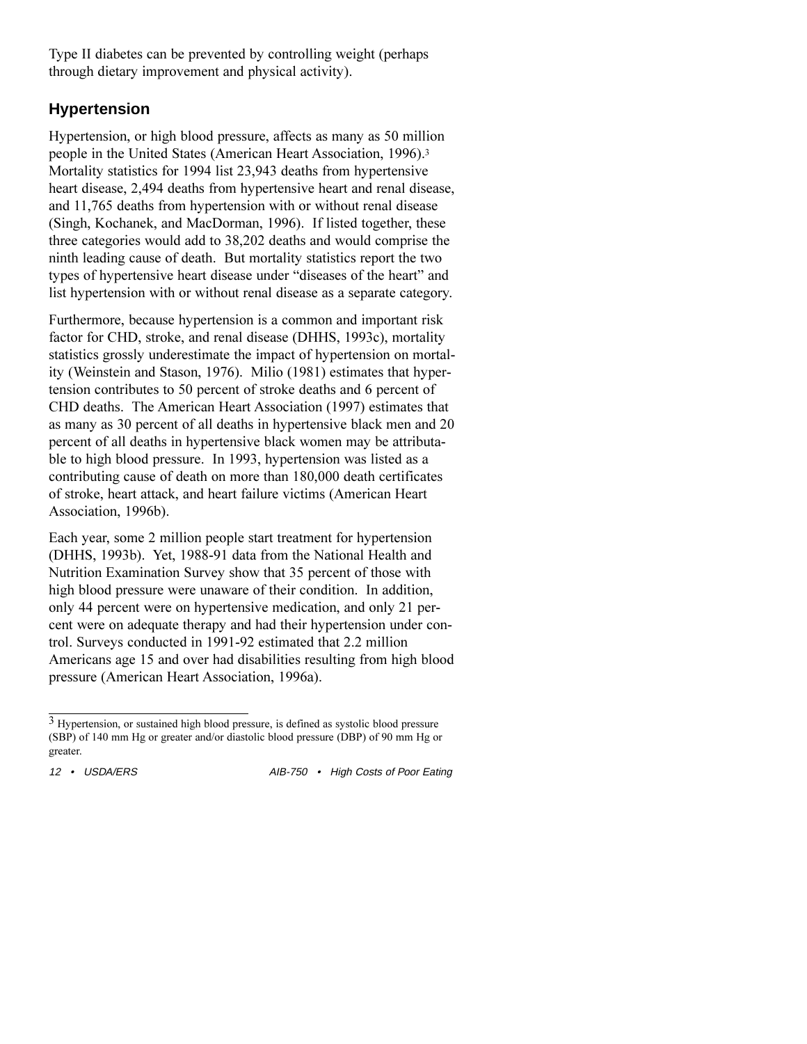Type II diabetes can be prevented by controlling weight (perhaps through dietary improvement and physical activity).

### Hypertension

Hypertension, or high blood pressure, affects as many as 50 million people in the United States (American Heart Association, 1996).[3] Mortality statistics for 1994 list 23,943 deaths from hypertensive heart disease, 2,494 deaths from hypertensive heart and renal disease, and 11,765 deaths from hypertension with or without renal disease (Singh, Kochanek, and MacDorman, 1996). If listed together, these three categories would add to 38,202 deaths and would comprise the ninth leading cause of death. But mortality statistics report the two types of hypertensive heart disease under "diseases of the heart" and list hypertension with or without renal disease as a separate category.

Furthermore, because hypertension is a common and important risk factor for CHD, stroke, and renal disease (DHHS, 1993c), mortality statistics grossly underestimate the impact of hypertension on mortality (Weinstein and Stason, 1976). Milio (1981) estimates that hypertension contributes to 50 percent of stroke deaths and 6 percent of CHD deaths. The American Heart Association (1997) estimates that as many as 30 percent of all deaths in hypertensive black men and 20 percent of all deaths in hypertensive black women may be attributable to high blood pressure. In 1993, hypertension was listed as a contributing cause of death on more than 180,000 death certificates of stroke, heart attack, and heart failure victims (American Heart Association, 1996b).

Each year, some 2 million people start treatment for hypertension (DHHS, 1993b). Yet, 1988-91 data from the National Health and Nutrition Examination Survey show that 35 percent of those with high blood pressure were unaware of their condition. In addition, only 44 percent were on hypertensive medication, and only 21 percent were on adequate therapy and had their hypertension under control. Surveys conducted in 1991-92 estimated that 2.2 million Americans age 15 and over had disabilities resulting from high blood pressure (American Heart Association, 1996a).

---

[3] Hypertension, or sustained high blood pressure, is defined as systolic blood pressure (SBP) of 140 mm Hg or greater and/or diastolic blood pressure (DBP) of 90 mm Hg or greater.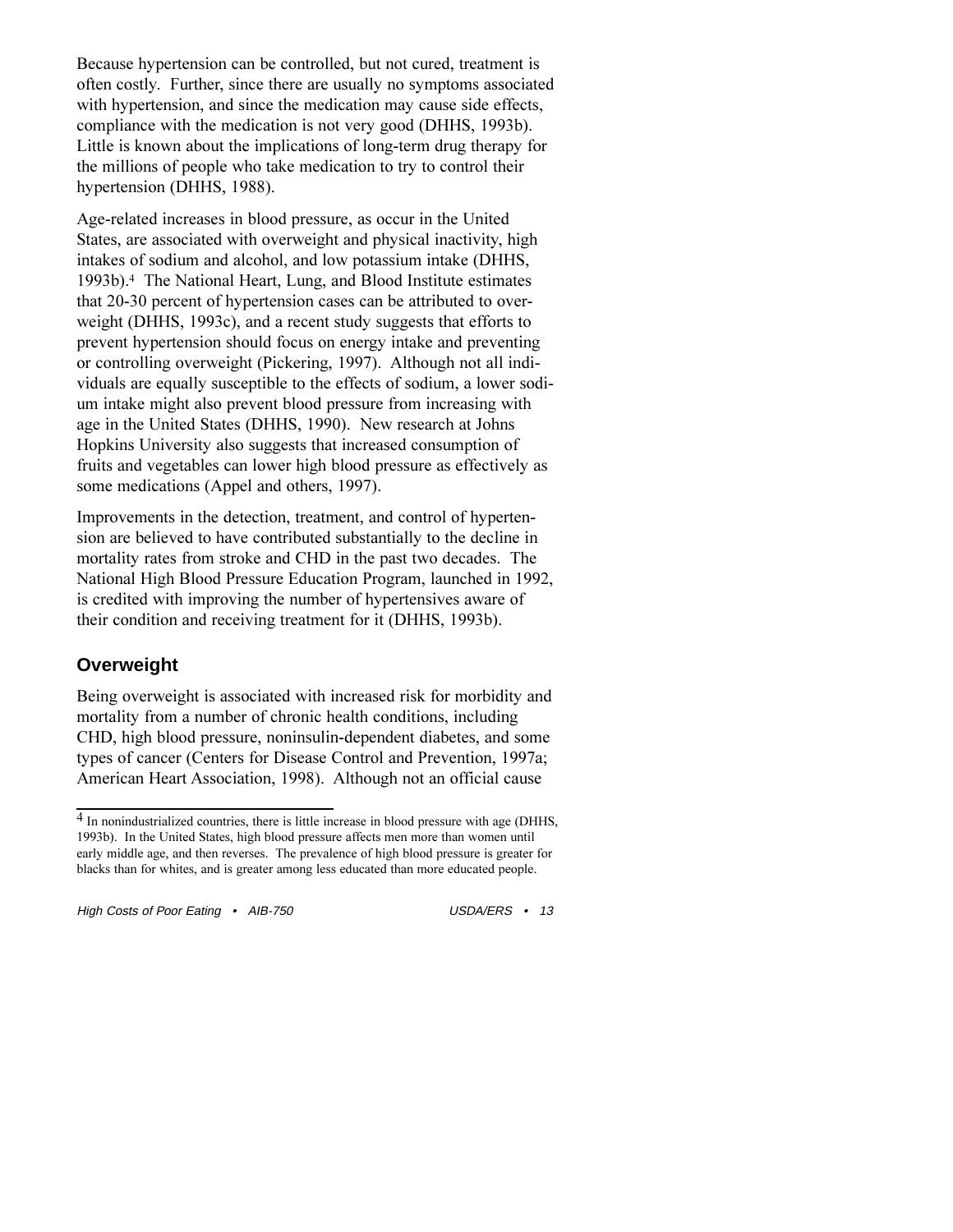Because hypertension can be controlled, but not cured, treatment is often costly. Further, since there are usually no symptoms associated with hypertension, and since the medication may cause side effects, compliance with the medication is not very good (DHHS, 1993b). Little is known about the implications of long-term drug therapy for the millions of people who take medication to try to control their hypertension (DHHS, 1988).

Age-related increases in blood pressure, as occur in the United States, are associated with overweight and physical inactivity, high intakes of sodium and alcohol, and low potassium intake (DHHS, 1993b).[4] The National Heart, Lung, and Blood Institute estimates that 20-30 percent of hypertension cases can be attributed to overweight (DHHS, 1993c), and a recent study suggests that efforts to prevent hypertension should focus on energy intake and preventing or controlling overweight (Pickering, 1997). Although not all individuals are equally susceptible to the effects of sodium, a lower sodium intake might also prevent blood pressure from increasing with age in the United States (DHHS, 1990). New research at Johns Hopkins University also suggests that increased consumption of fruits and vegetables can lower high blood pressure as effectively as some medications (Appel and others, 1997).

Improvements in the detection, treatment, and control of hypertension are believed to have contributed substantially to the decline in mortality rates from stroke and CHD in the past two decades. The National High Blood Pressure Education Program, launched in 1992, is credited with improving the number of hypertensives aware of their condition and receiving treatment for it (DHHS, 1993b).

## Overweight

Being overweight is associated with increased risk for morbidity and mortality from a number of chronic health conditions, including CHD, high blood pressure, noninsulin-dependent diabetes, and some types of cancer (Centers for Disease Control and Prevention, 1997a; American Heart Association, 1998). Although not an official cause

---

[4] In nonindustrialized countries, there is little increase in blood pressure with age (DHHS, 1993b). In the United States, high blood pressure affects men more than women until early middle age, and then reverses. The prevalence of high blood pressure is greater for blacks than for whites, and is greater among less educated than more educated people.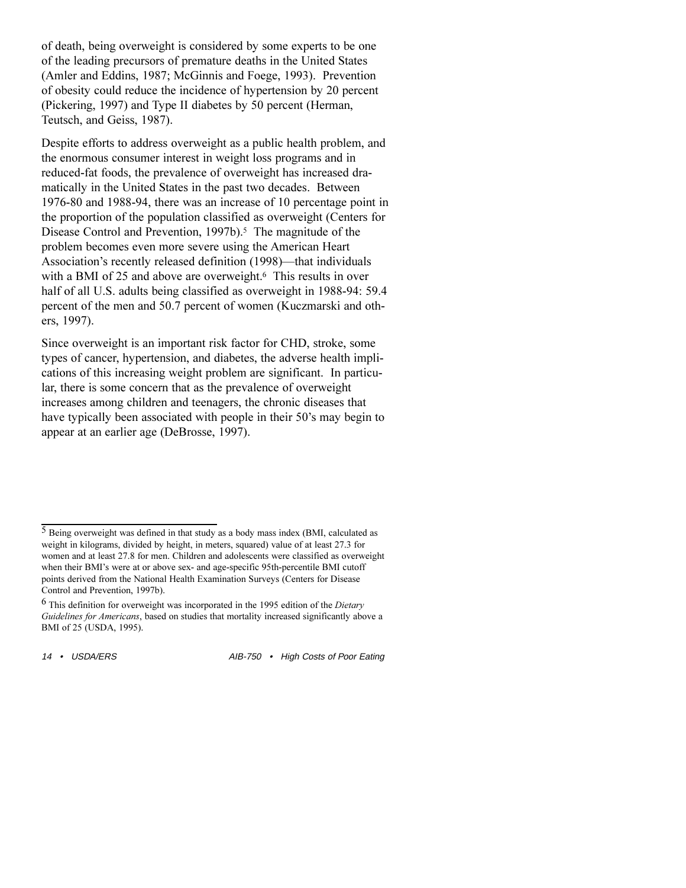of death, being overweight is considered by some experts to be one of the leading precursors of premature deaths in the United States (Amler and Eddins, 1987; McGinnis and Foege, 1993). Prevention of obesity could reduce the incidence of hypertension by 20 percent (Pickering, 1997) and Type II diabetes by 50 percent (Herman, Teutsch, and Geiss, 1987).

Despite efforts to address overweight as a public health problem, and the enormous consumer interest in weight loss programs and in reduced-fat foods, the prevalence of overweight has increased dramatically in the United States in the past two decades. Between 1976-80 and 1988-94, there was an increase of 10 percentage point in the proportion of the population classified as overweight (Centers for Disease Control and Prevention, 1997b).[5] The magnitude of the problem becomes even more severe using the American Heart Association's recently released definition (1998)—that individuals with a BMI of 25 and above are overweight.[6] This results in over half of all U.S. adults being classified as overweight in 1988-94: 59.4 percent of the men and 50.7 percent of women (Kuczmarski and others, 1997).

Since overweight is an important risk factor for CHD, stroke, some types of cancer, hypertension, and diabetes, the adverse health implications of this increasing weight problem are significant. In particular, there is some concern that as the prevalence of overweight increases among children and teenagers, the chronic diseases that have typically been associated with people in their 50's may begin to appear at an earlier age (DeBrosse, 1997).

---

[5] Being overweight was defined in that study as a body mass index (BMI, calculated as weight in kilograms, divided by height, in meters, squared) value of at least 27.3 for women and at least 27.8 for men. Children and adolescents were classified as overweight when their BMI's were at or above sex- and age-specific 95th-percentile BMI cutoff points derived from the National Health Examination Surveys (Centers for Disease Control and Prevention, 1997b).

[6] This definition for overweight was incorporated in the 1995 edition of the *Dietary Guidelines for Americans*, based on studies that mortality increased significantly above a BMI of 25 (USDA, 1995).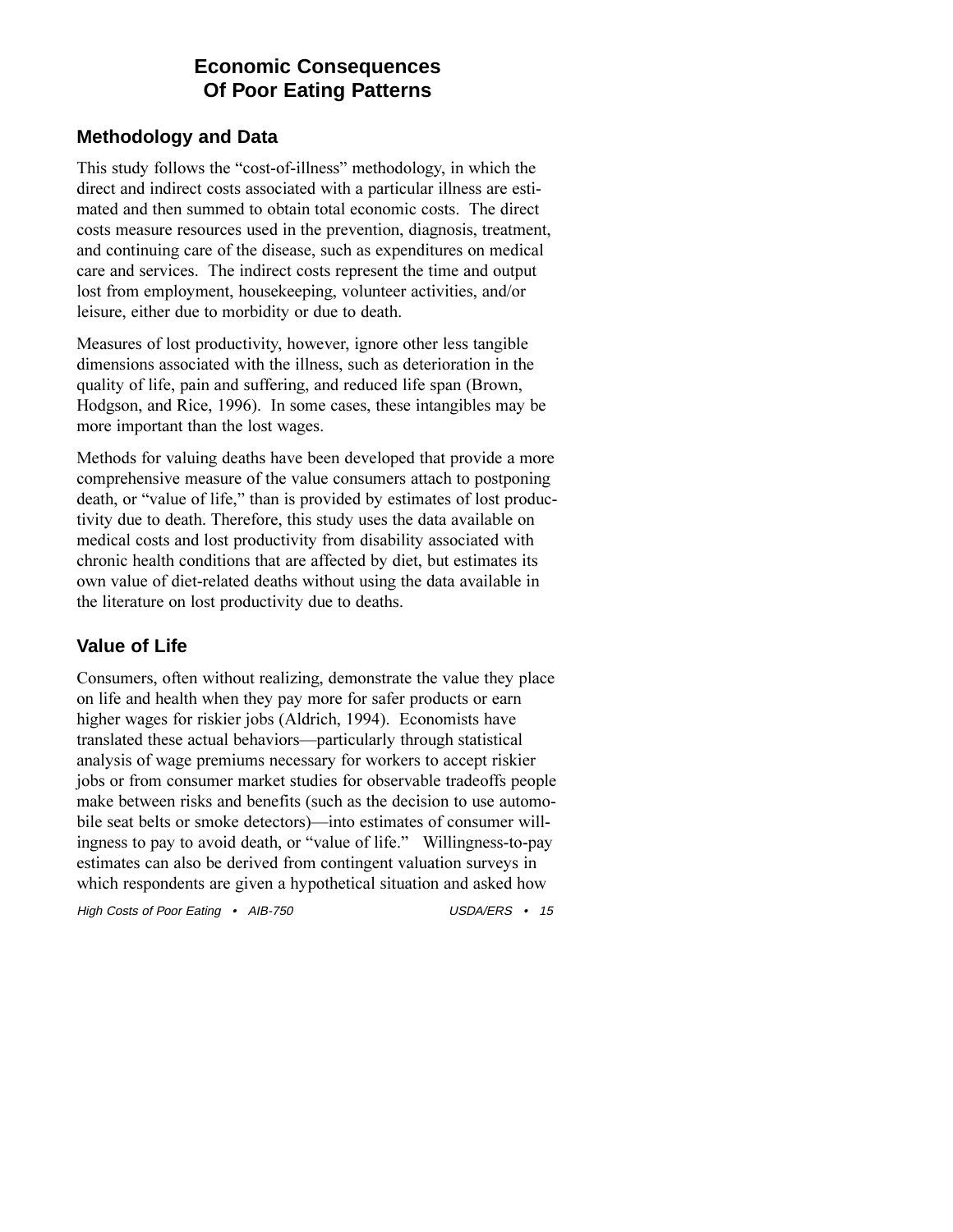# Economic Consequences Of Poor Eating Patterns

## Methodology and Data

This study follows the "cost-of-illness" methodology, in which the direct and indirect costs associated with a particular illness are estimated and then summed to obtain total economic costs. The direct costs measure resources used in the prevention, diagnosis, treatment, and continuing care of the disease, such as expenditures on medical care and services. The indirect costs represent the time and output lost from employment, housekeeping, volunteer activities, and/or leisure, either due to morbidity or due to death.

Measures of lost productivity, however, ignore other less tangible dimensions associated with the illness, such as deterioration in the quality of life, pain and suffering, and reduced life span (Brown, Hodgson, and Rice, 1996). In some cases, these intangibles may be more important than the lost wages.

Methods for valuing deaths have been developed that provide a more comprehensive measure of the value consumers attach to postponing death, or "value of life," than is provided by estimates of lost productivity due to death. Therefore, this study uses the data available on medical costs and lost productivity from disability associated with chronic health conditions that are affected by diet, but estimates its own value of diet-related deaths without using the data available in the literature on lost productivity due to deaths.

## Value of Life

Consumers, often without realizing, demonstrate the value they place on life and health when they pay more for safer products or earn higher wages for riskier jobs (Aldrich, 1994). Economists have translated these actual behaviors—particularly through statistical analysis of wage premiums necessary for workers to accept riskier jobs or from consumer market studies for observable tradeoffs people make between risks and benefits (such as the decision to use automobile seat belts or smoke detectors)—into estimates of consumer willingness to pay to avoid death, or "value of life." Willingness-to-pay estimates can also be derived from contingent valuation surveys in which respondents are given a hypothetical situation and asked how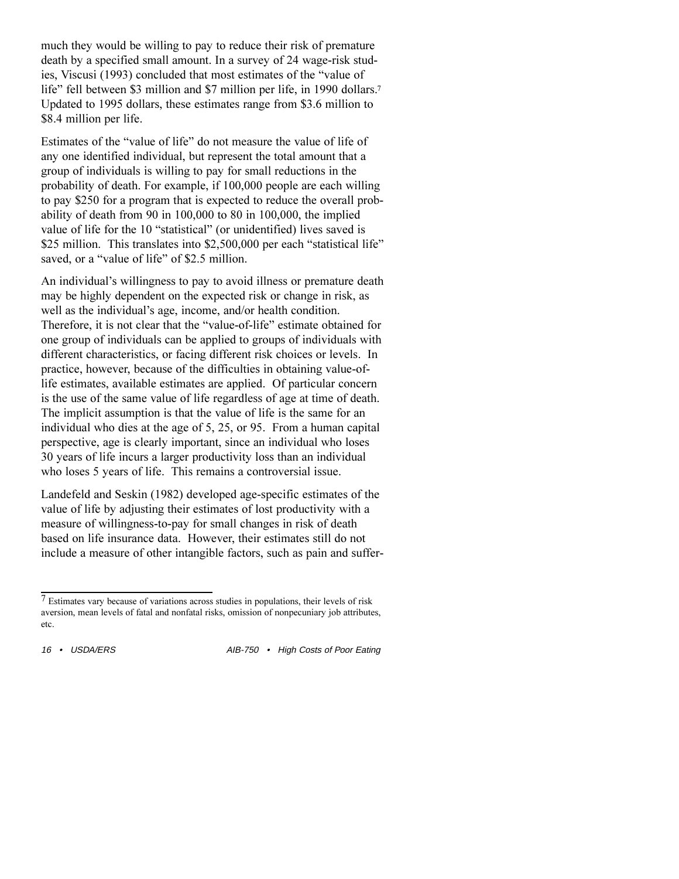much they would be willing to pay to reduce their risk of premature death by a specified small amount. In a survey of 24 wage-risk studies, Viscusi (1993) concluded that most estimates of the "value of life" fell between $3 million and $7 million per life, in 1990 dollars.[7] Updated to 1995 dollars, these estimates range from $3.6 million to $8.4 million per life.

Estimates of the "value of life" do not measure the value of life of any one identified individual, but represent the total amount that a group of individuals is willing to pay for small reductions in the probability of death. For example, if 100,000 people are each willing to pay $250 for a program that is expected to reduce the overall probability of death from 90 in 100,000 to 80 in 100,000, the implied value of life for the 10 "statistical" (or unidentified) lives saved is $25 million. This translates into $2,500,000 per each "statistical life" saved, or a "value of life" of $2.5 million.

An individual's willingness to pay to avoid illness or premature death may be highly dependent on the expected risk or change in risk, as well as the individual's age, income, and/or health condition. Therefore, it is not clear that the "value-of-life" estimate obtained for one group of individuals can be applied to groups of individuals with different characteristics, or facing different risk choices or levels. In practice, however, because of the difficulties in obtaining value-of-life estimates, available estimates are applied. Of particular concern is the use of the same value of life regardless of age at time of death. The implicit assumption is that the value of life is the same for an individual who dies at the age of 5, 25, or 95. From a human capital perspective, age is clearly important, since an individual who loses 30 years of life incurs a larger productivity loss than an individual who loses 5 years of life. This remains a controversial issue.

Landefeld and Seskin (1982) developed age-specific estimates of the value of life by adjusting their estimates of lost productivity with a measure of willingness-to-pay for small changes in risk of death based on life insurance data. However, their estimates still do not include a measure of other intangible factors, such as pain and suffer-

---

[7] Estimates vary because of variations across studies in populations, their levels of risk aversion, mean levels of fatal and nonfatal risks, omission of nonpecuniary job attributes, etc.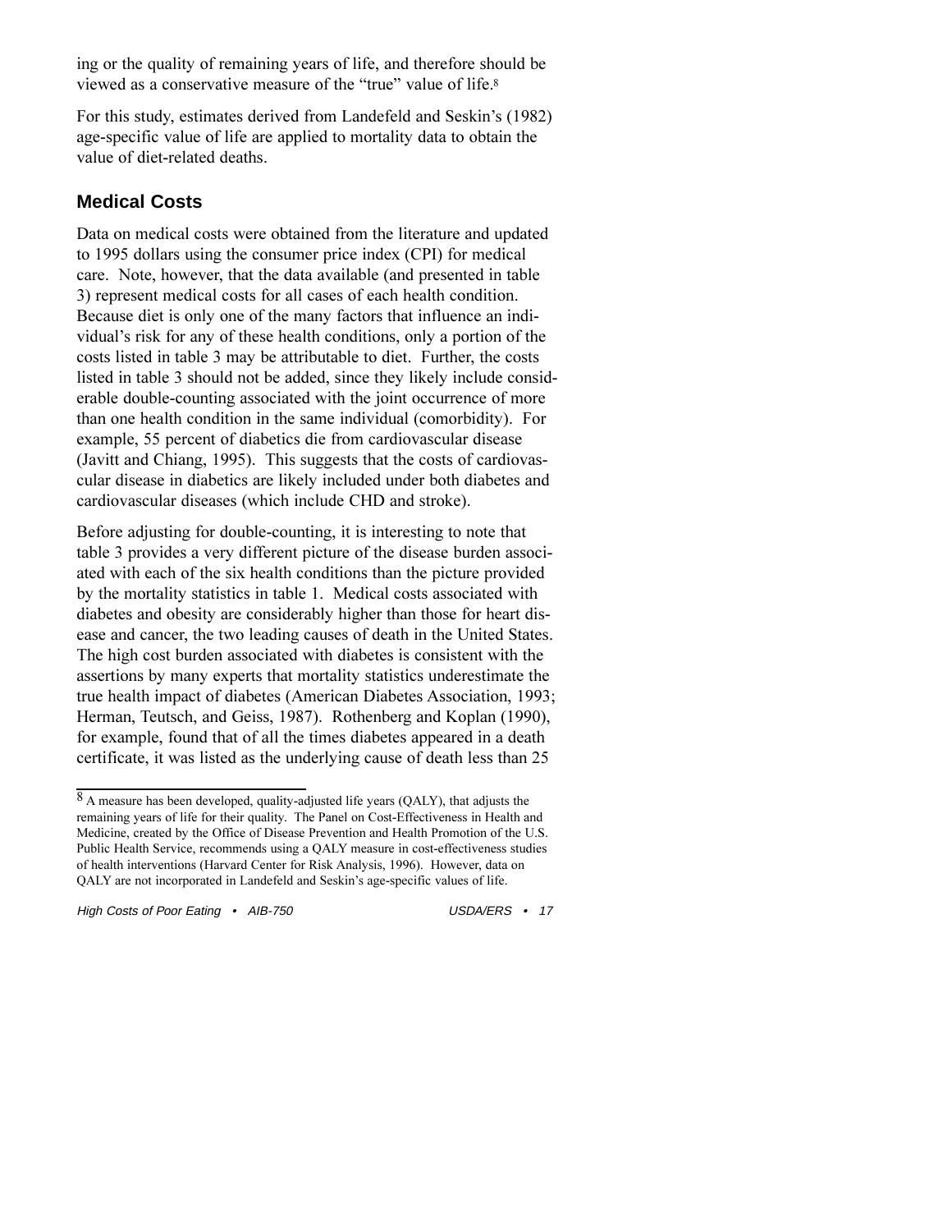ing or the quality of remaining years of life, and therefore should be viewed as a conservative measure of the "true" value of life.[8]

For this study, estimates derived from Landefeld and Seskin's (1982) age-specific value of life are applied to mortality data to obtain the value of diet-related deaths.

## Medical Costs

Data on medical costs were obtained from the literature and updated to 1995 dollars using the consumer price index (CPI) for medical care. Note, however, that the data available (and presented in table 3) represent medical costs for all cases of each health condition. Because diet is only one of the many factors that influence an individual's risk for any of these health conditions, only a portion of the costs listed in table 3 may be attributable to diet. Further, the costs listed in table 3 should not be added, since they likely include considerable double-counting associated with the joint occurrence of more than one health condition in the same individual (comorbidity). For example, 55 percent of diabetics die from cardiovascular disease (Javitt and Chiang, 1995). This suggests that the costs of cardiovascular disease in diabetics are likely included under both diabetes and cardiovascular diseases (which include CHD and stroke).

Before adjusting for double-counting, it is interesting to note that table 3 provides a very different picture of the disease burden associated with each of the six health conditions than the picture provided by the mortality statistics in table 1. Medical costs associated with diabetes and obesity are considerably higher than those for heart disease and cancer, the two leading causes of death in the United States. The high cost burden associated with diabetes is consistent with the assertions by many experts that mortality statistics underestimate the true health impact of diabetes (American Diabetes Association, 1993; Herman, Teutsch, and Geiss, 1987). Rothenberg and Koplan (1990), for example, found that of all the times diabetes appeared in a death certificate, it was listed as the underlying cause of death less than 25

---

[8] A measure has been developed, quality-adjusted life years (QALY), that adjusts the remaining years of life for their quality. The Panel on Cost-Effectiveness in Health and Medicine, created by the Office of Disease Prevention and Health Promotion of the U.S. Public Health Service, recommends using a QALY measure in cost-effectiveness studies of health interventions (Harvard Center for Risk Analysis, 1996). However, data on QALY are not incorporated in Landefeld and Seskin's age-specific values of life.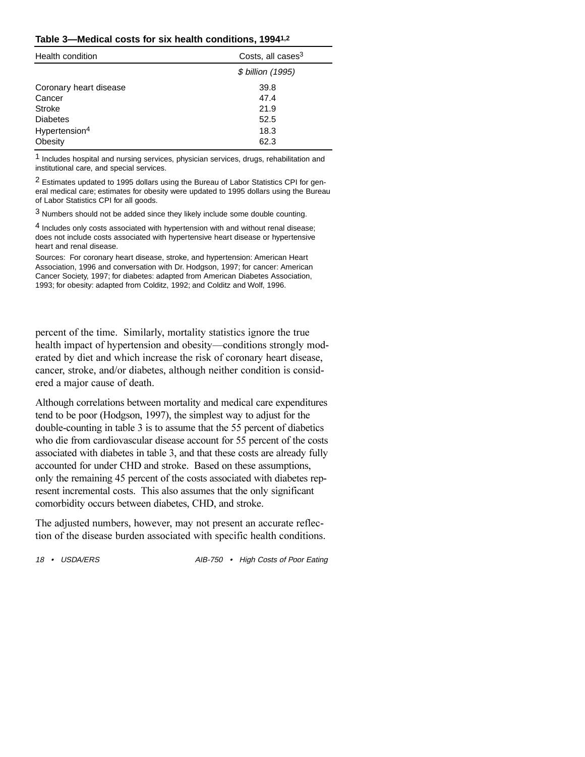**Table 3—Medical costs for six health conditions, 1994[1,2]**

| Health condition | Costs, all cases[3] |
|---|---|
| | *$ billion (1995)* |
| Coronary heart disease | 39.8 |
| Cancer | 47.4 |
| Stroke | 21.9 |
| Diabetes | 52.5 |
| Hypertension[4] | 18.3 |
| Obesity | 62.3 |

[1] Includes hospital and nursing services, physician services, drugs, rehabilitation and institutional care, and special services.

[2] Estimates updated to 1995 dollars using the Bureau of Labor Statistics CPI for general medical care; estimates for obesity were updated to 1995 dollars using the Bureau of Labor Statistics CPI for all goods.

[3] Numbers should not be added since they likely include some double counting.

[4] Includes only costs associated with hypertension with and without renal disease; does not include costs associated with hypertensive heart disease or hypertensive heart and renal disease.

Sources: For coronary heart disease, stroke, and hypertension: American Heart Association, 1996 and conversation with Dr. Hodgson, 1997; for cancer: American Cancer Society, 1997; for diabetes: adapted from American Diabetes Association, 1993; for obesity: adapted from Colditz, 1992; and Colditz and Wolf, 1996.

percent of the time. Similarly, mortality statistics ignore the true health impact of hypertension and obesity—conditions strongly moderated by diet and which increase the risk of coronary heart disease, cancer, stroke, and/or diabetes, although neither condition is considered a major cause of death.

Although correlations between mortality and medical care expenditures tend to be poor (Hodgson, 1997), the simplest way to adjust for the double-counting in table 3 is to assume that the 55 percent of diabetics who die from cardiovascular disease account for 55 percent of the costs associated with diabetes in table 3, and that these costs are already fully accounted for under CHD and stroke. Based on these assumptions, only the remaining 45 percent of the costs associated with diabetes represent incremental costs. This also assumes that the only significant comorbidity occurs between diabetes, CHD, and stroke.

The adjusted numbers, however, may not present an accurate reflection of the disease burden associated with specific health conditions.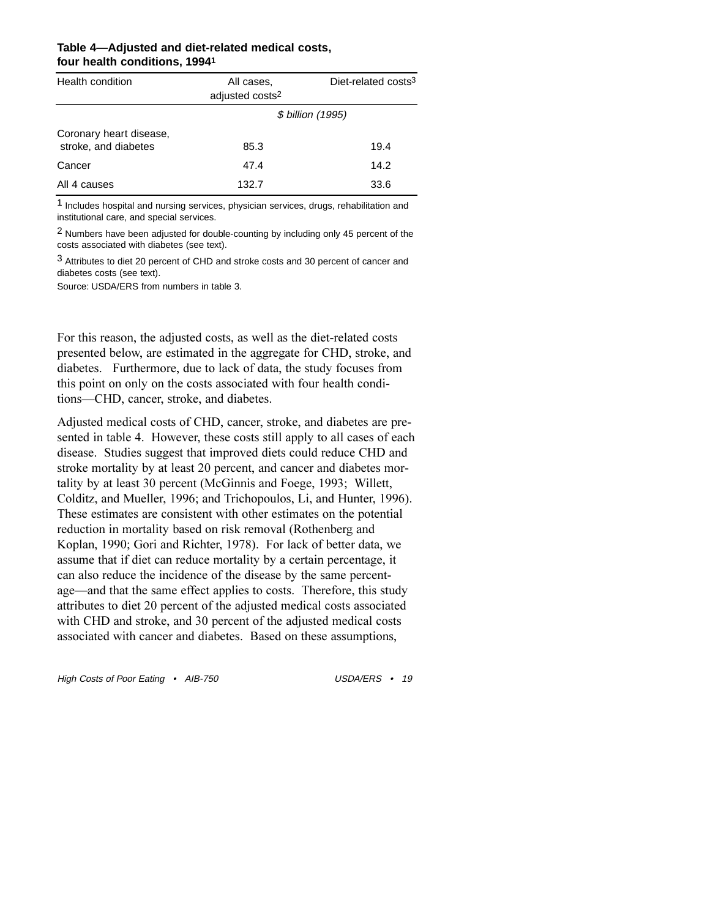**Table 4—Adjusted and diet-related medical costs, four health conditions, 1994[1]**

| Health condition | All cases, adjusted costs[2] | Diet-related costs[3] |
|---|---|---|
| | *$ billion (1995)* | |
| Coronary heart disease, stroke, and diabetes | 85.3 | 19.4 |
| Cancer | 47.4 | 14.2 |
| All 4 causes | 132.7 | 33.6 |

[1] Includes hospital and nursing services, physician services, drugs, rehabilitation and institutional care, and special services.

[2] Numbers have been adjusted for double-counting by including only 45 percent of the costs associated with diabetes (see text).

[3] Attributes to diet 20 percent of CHD and stroke costs and 30 percent of cancer and diabetes costs (see text).

Source: USDA/ERS from numbers in table 3.

For this reason, the adjusted costs, as well as the diet-related costs presented below, are estimated in the aggregate for CHD, stroke, and diabetes. Furthermore, due to lack of data, the study focuses from this point on only on the costs associated with four health conditions—CHD, cancer, stroke, and diabetes.

Adjusted medical costs of CHD, cancer, stroke, and diabetes are presented in table 4. However, these costs still apply to all cases of each disease. Studies suggest that improved diets could reduce CHD and stroke mortality by at least 20 percent, and cancer and diabetes mortality by at least 30 percent (McGinnis and Foege, 1993; Willett, Colditz, and Mueller, 1996; and Trichopoulos, Li, and Hunter, 1996). These estimates are consistent with other estimates on the potential reduction in mortality based on risk removal (Rothenberg and Koplan, 1990; Gori and Richter, 1978). For lack of better data, we assume that if diet can reduce mortality by a certain percentage, it can also reduce the incidence of the disease by the same percentage—and that the same effect applies to costs. Therefore, this study attributes to diet 20 percent of the adjusted medical costs associated with CHD and stroke, and 30 percent of the adjusted medical costs associated with cancer and diabetes. Based on these assumptions,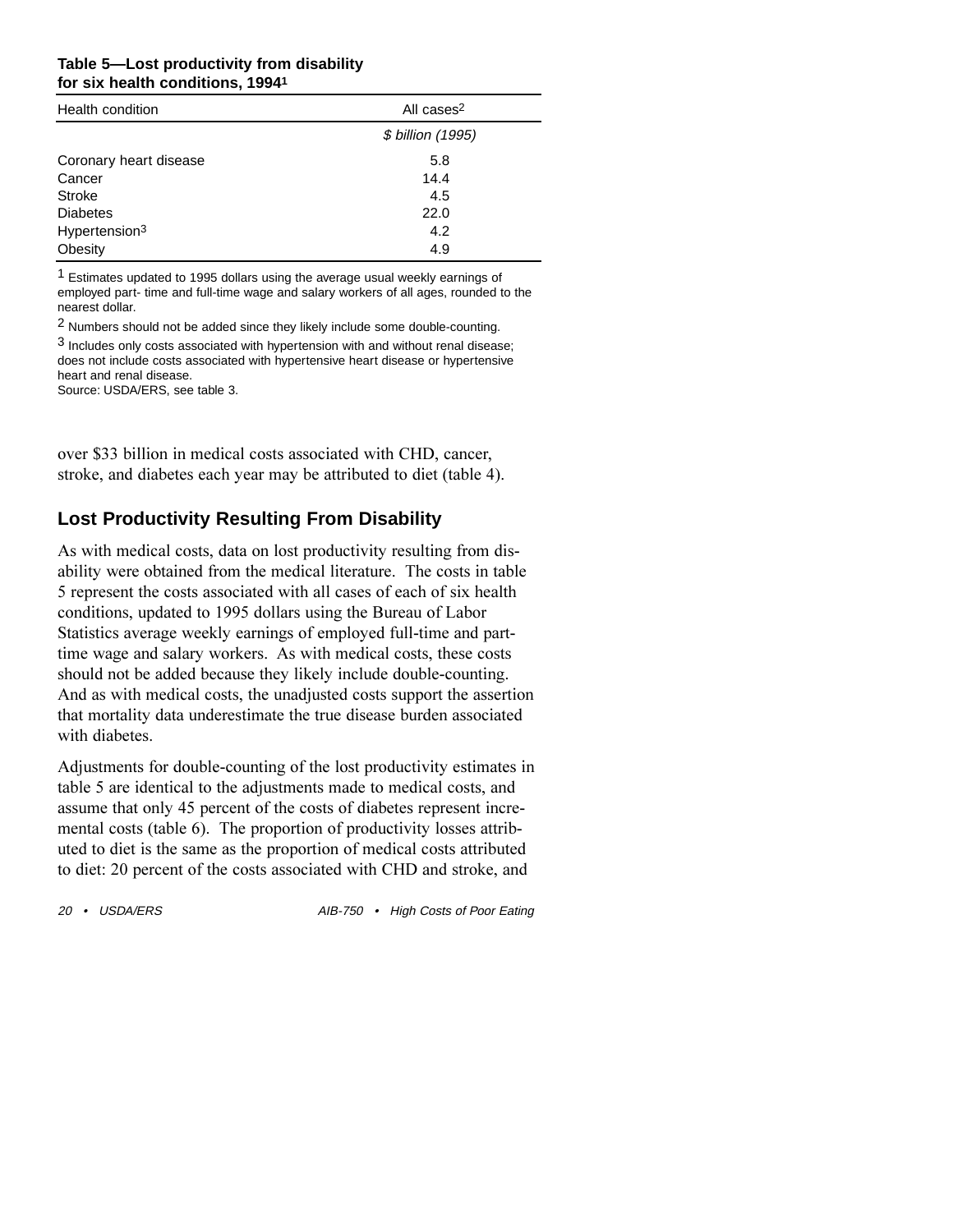**Table 5—Lost productivity from disability for six health conditions, 1994[1]**

| Health condition | All cases[2] |
|---|---|
| | *$ billion (1995)* |
| Coronary heart disease | 5.8 |
| Cancer | 14.4 |
| Stroke | 4.5 |
| Diabetes | 22.0 |
| Hypertension[3] | 4.2 |
| Obesity | 4.9 |

[1] Estimates updated to 1995 dollars using the average usual weekly earnings of employed part- time and full-time wage and salary workers of all ages, rounded to the nearest dollar.

[2] Numbers should not be added since they likely include some double-counting.

[3] Includes only costs associated with hypertension with and without renal disease; does not include costs associated with hypertensive heart disease or hypertensive heart and renal disease.

Source: USDA/ERS, see table 3.

over $33 billion in medical costs associated with CHD, cancer, stroke, and diabetes each year may be attributed to diet (table 4).

## Lost Productivity Resulting From Disability

As with medical costs, data on lost productivity resulting from disability were obtained from the medical literature. The costs in table 5 represent the costs associated with all cases of each of six health conditions, updated to 1995 dollars using the Bureau of Labor Statistics average weekly earnings of employed full-time and part-time wage and salary workers. As with medical costs, these costs should not be added because they likely include double-counting. And as with medical costs, the unadjusted costs support the assertion that mortality data underestimate the true disease burden associated with diabetes.

Adjustments for double-counting of the lost productivity estimates in table 5 are identical to the adjustments made to medical costs, and assume that only 45 percent of the costs of diabetes represent incremental costs (table 6). The proportion of productivity losses attributed to diet is the same as the proportion of medical costs attributed to diet: 20 percent of the costs associated with CHD and stroke, and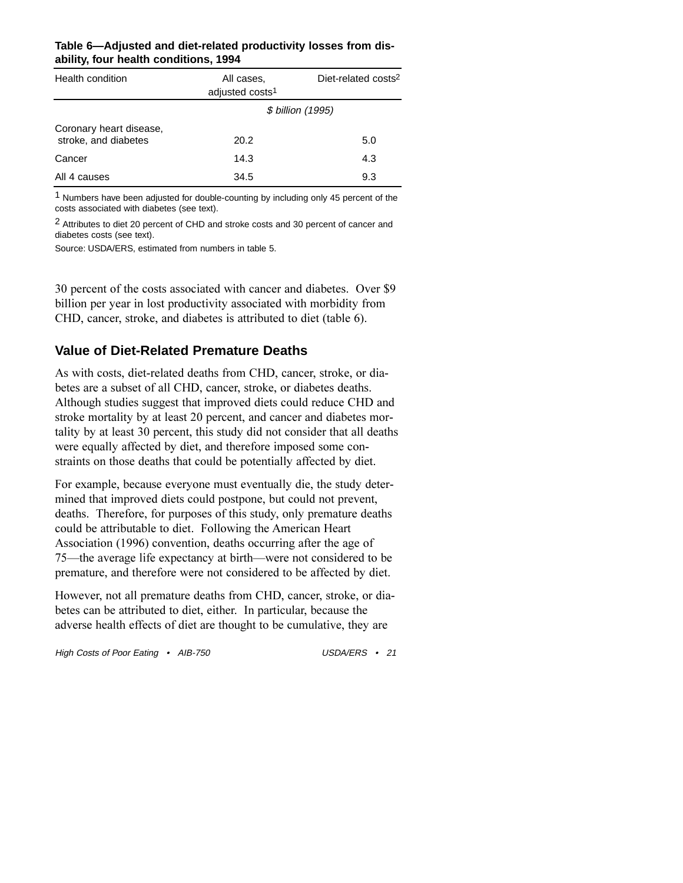**Table 6—Adjusted and diet-related productivity losses from disability, four health conditions, 1994**

| Health condition | All cases, adjusted costs[1] | Diet-related costs[2] |
|---|---|---|
| | *$ billion (1995)* | |
| Coronary heart disease, stroke, and diabetes | 20.2 | 5.0 |
| Cancer | 14.3 | 4.3 |
| All 4 causes | 34.5 | 9.3 |

[1] Numbers have been adjusted for double-counting by including only 45 percent of the costs associated with diabetes (see text).

[2] Attributes to diet 20 percent of CHD and stroke costs and 30 percent of cancer and diabetes costs (see text).

Source: USDA/ERS, estimated from numbers in table 5.

30 percent of the costs associated with cancer and diabetes. Over $9 billion per year in lost productivity associated with morbidity from CHD, cancer, stroke, and diabetes is attributed to diet (table 6).

## Value of Diet-Related Premature Deaths

As with costs, diet-related deaths from CHD, cancer, stroke, or diabetes are a subset of all CHD, cancer, stroke, or diabetes deaths. Although studies suggest that improved diets could reduce CHD and stroke mortality by at least 20 percent, and cancer and diabetes mortality by at least 30 percent, this study did not consider that all deaths were equally affected by diet, and therefore imposed some constraints on those deaths that could be potentially affected by diet.

For example, because everyone must eventually die, the study determined that improved diets could postpone, but could not prevent, deaths. Therefore, for purposes of this study, only premature deaths could be attributable to diet. Following the American Heart Association (1996) convention, deaths occurring after the age of 75—the average life expectancy at birth—were not considered to be premature, and therefore were not considered to be affected by diet.

However, not all premature deaths from CHD, cancer, stroke, or diabetes can be attributed to diet, either. In particular, because the adverse health effects of diet are thought to be cumulative, they are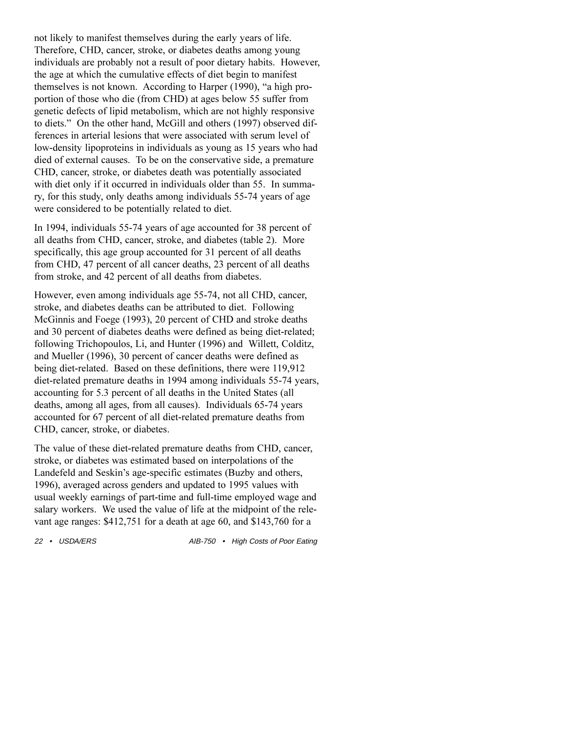not likely to manifest themselves during the early years of life. Therefore, CHD, cancer, stroke, or diabetes deaths among young individuals are probably not a result of poor dietary habits. However, the age at which the cumulative effects of diet begin to manifest themselves is not known. According to Harper (1990), "a high proportion of those who die (from CHD) at ages below 55 suffer from genetic defects of lipid metabolism, which are not highly responsive to diets." On the other hand, McGill and others (1997) observed differences in arterial lesions that were associated with serum level of low-density lipoproteins in individuals as young as 15 years who had died of external causes. To be on the conservative side, a premature CHD, cancer, stroke, or diabetes death was potentially associated with diet only if it occurred in individuals older than 55. In summary, for this study, only deaths among individuals 55-74 years of age were considered to be potentially related to diet.

In 1994, individuals 55-74 years of age accounted for 38 percent of all deaths from CHD, cancer, stroke, and diabetes (table 2). More specifically, this age group accounted for 31 percent of all deaths from CHD, 47 percent of all cancer deaths, 23 percent of all deaths from stroke, and 42 percent of all deaths from diabetes.

However, even among individuals age 55-74, not all CHD, cancer, stroke, and diabetes deaths can be attributed to diet. Following McGinnis and Foege (1993), 20 percent of CHD and stroke deaths and 30 percent of diabetes deaths were defined as being diet-related; following Trichopoulos, Li, and Hunter (1996) and Willett, Colditz, and Mueller (1996), 30 percent of cancer deaths were defined as being diet-related. Based on these definitions, there were 119,912 diet-related premature deaths in 1994 among individuals 55-74 years, accounting for 5.3 percent of all deaths in the United States (all deaths, among all ages, from all causes). Individuals 65-74 years accounted for 67 percent of all diet-related premature deaths from CHD, cancer, stroke, or diabetes.

The value of these diet-related premature deaths from CHD, cancer, stroke, or diabetes was estimated based on interpolations of the Landefeld and Seskin's age-specific estimates (Buzby and others, 1996), averaged across genders and updated to 1995 values with usual weekly earnings of part-time and full-time employed wage and salary workers. We used the value of life at the midpoint of the relevant age ranges: $412,751 for a death at age 60, and $143,760 for a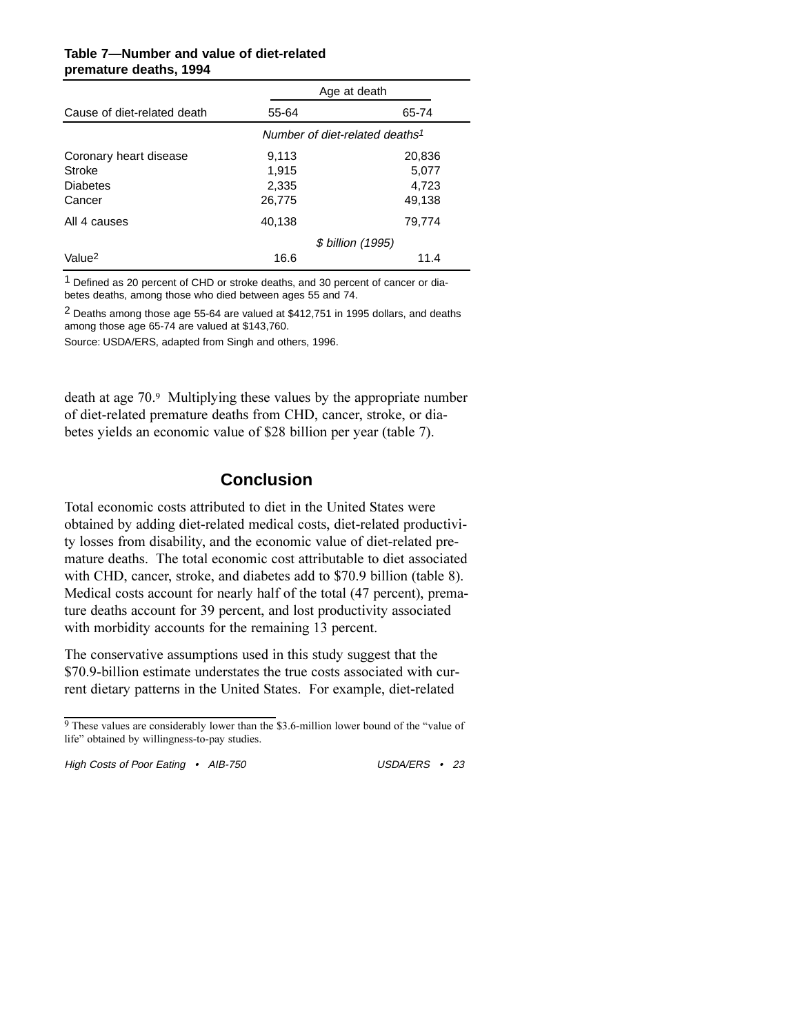**Table 7—Number and value of diet-related premature deaths, 1994**

| Cause of diet-related death | Age at death | |
|---|---|---|
| | 55-64 | 65-74 |
| | *Number of diet-related deaths*[1] | |
| Coronary heart disease | 9,113 | 20,836 |
| Stroke | 1,915 | 5,077 |
| Diabetes | 2,335 | 4,723 |
| Cancer | 26,775 | 49,138 |
| All 4 causes | 40,138 | 79,774 |
| | *$ billion (1995)* | |
| Value[2] | 16.6 | 11.4 |

[1] Defined as 20 percent of CHD or stroke deaths, and 30 percent of cancer or diabetes deaths, among those who died between ages 55 and 74.

[2] Deaths among those age 55-64 are valued at $412,751 in 1995 dollars, and deaths among those age 65-74 are valued at $143,760.

Source: USDA/ERS, adapted from Singh and others, 1996.

death at age 70.[9] Multiplying these values by the appropriate number of diet-related premature deaths from CHD, cancer, stroke, or diabetes yields an economic value of $28 billion per year (table 7).

## Conclusion

Total economic costs attributed to diet in the United States were obtained by adding diet-related medical costs, diet-related productivity losses from disability, and the economic value of diet-related premature deaths. The total economic cost attributable to diet associated with CHD, cancer, stroke, and diabetes add to $70.9 billion (table 8). Medical costs account for nearly half of the total (47 percent), premature deaths account for 39 percent, and lost productivity associated with morbidity accounts for the remaining 13 percent.

The conservative assumptions used in this study suggest that the $70.9-billion estimate understates the true costs associated with current dietary patterns in the United States. For example, diet-related

[9] These values are considerably lower than the $3.6-million lower bound of the "value of life" obtained by willingness-to-pay studies.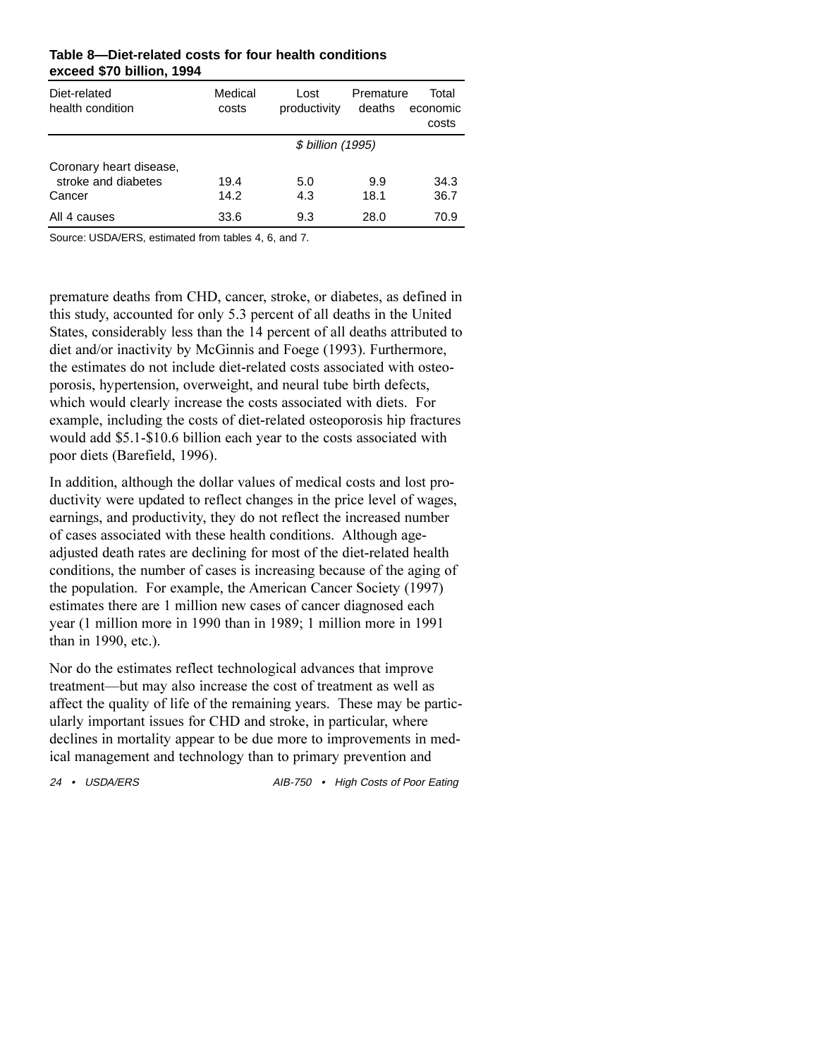**Table 8—Diet-related costs for four health conditions exceed $70 billion, 1994**

| Diet-related health condition | Medical costs | Lost productivity | Premature deaths | Total economic costs |
|---|---|---|---|---|
| | *$ billion (1995)* | | | |
| Coronary heart disease, stroke and diabetes | 19.4 | 5.0 | 9.9 | 34.3 |
| Cancer | 14.2 | 4.3 | 18.1 | 36.7 |
| All 4 causes | 33.6 | 9.3 | 28.0 | 70.9 |

Source: USDA/ERS, estimated from tables 4, 6, and 7.

premature deaths from CHD, cancer, stroke, or diabetes, as defined in this study, accounted for only 5.3 percent of all deaths in the United States, considerably less than the 14 percent of all deaths attributed to diet and/or inactivity by McGinnis and Foege (1993). Furthermore, the estimates do not include diet-related costs associated with osteoporosis, hypertension, overweight, and neural tube birth defects, which would clearly increase the costs associated with diets. For example, including the costs of diet-related osteoporosis hip fractures would add $5.1-$10.6 billion each year to the costs associated with poor diets (Barefield, 1996).

In addition, although the dollar values of medical costs and lost productivity were updated to reflect changes in the price level of wages, earnings, and productivity, they do not reflect the increased number of cases associated with these health conditions. Although age-adjusted death rates are declining for most of the diet-related health conditions, the number of cases is increasing because of the aging of the population. For example, the American Cancer Society (1997) estimates there are 1 million new cases of cancer diagnosed each year (1 million more in 1990 than in 1989; 1 million more in 1991 than in 1990, etc.).

Nor do the estimates reflect technological advances that improve treatment—but may also increase the cost of treatment as well as affect the quality of life of the remaining years. These may be particularly important issues for CHD and stroke, in particular, where declines in mortality appear to be due more to improvements in medical management and technology than to primary prevention and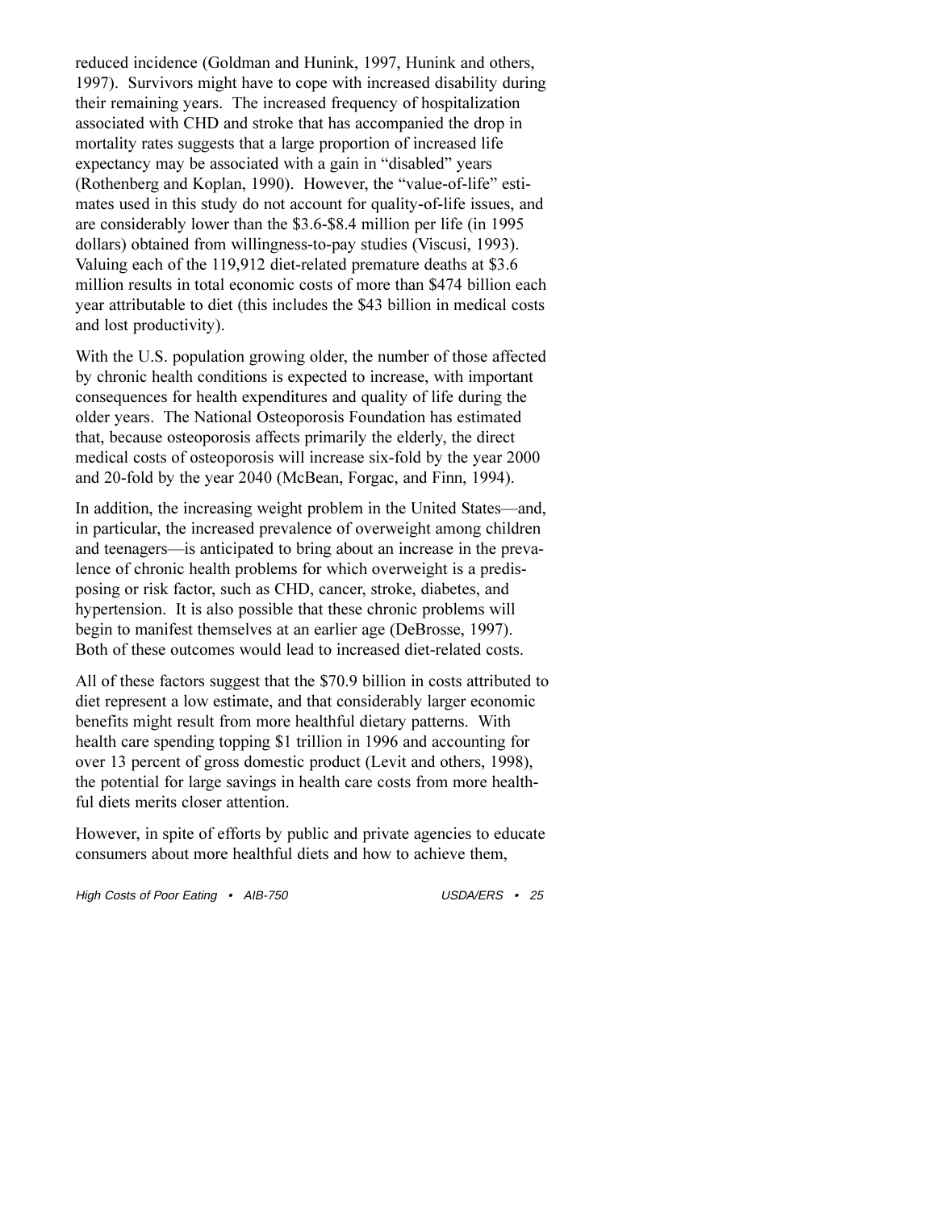reduced incidence (Goldman and Hunink, 1997, Hunink and others, 1997). Survivors might have to cope with increased disability during their remaining years. The increased frequency of hospitalization associated with CHD and stroke that has accompanied the drop in mortality rates suggests that a large proportion of increased life expectancy may be associated with a gain in "disabled" years (Rothenberg and Koplan, 1990). However, the "value-of-life" estimates used in this study do not account for quality-of-life issues, and are considerably lower than the $3.6-$8.4 million per life (in 1995 dollars) obtained from willingness-to-pay studies (Viscusi, 1993). Valuing each of the 119,912 diet-related premature deaths at $3.6 million results in total economic costs of more than $474 billion each year attributable to diet (this includes the $43 billion in medical costs and lost productivity).

With the U.S. population growing older, the number of those affected by chronic health conditions is expected to increase, with important consequences for health expenditures and quality of life during the older years. The National Osteoporosis Foundation has estimated that, because osteoporosis affects primarily the elderly, the direct medical costs of osteoporosis will increase six-fold by the year 2000 and 20-fold by the year 2040 (McBean, Forgac, and Finn, 1994).

In addition, the increasing weight problem in the United States—and, in particular, the increased prevalence of overweight among children and teenagers—is anticipated to bring about an increase in the prevalence of chronic health problems for which overweight is a predisposing or risk factor, such as CHD, cancer, stroke, diabetes, and hypertension. It is also possible that these chronic problems will begin to manifest themselves at an earlier age (DeBrosse, 1997). Both of these outcomes would lead to increased diet-related costs.

All of these factors suggest that the $70.9 billion in costs attributed to diet represent a low estimate, and that considerably larger economic benefits might result from more healthful dietary patterns. With health care spending topping $1 trillion in 1996 and accounting for over 13 percent of gross domestic product (Levit and others, 1998), the potential for large savings in health care costs from more healthful diets merits closer attention.

However, in spite of efforts by public and private agencies to educate consumers about more healthful diets and how to achieve them,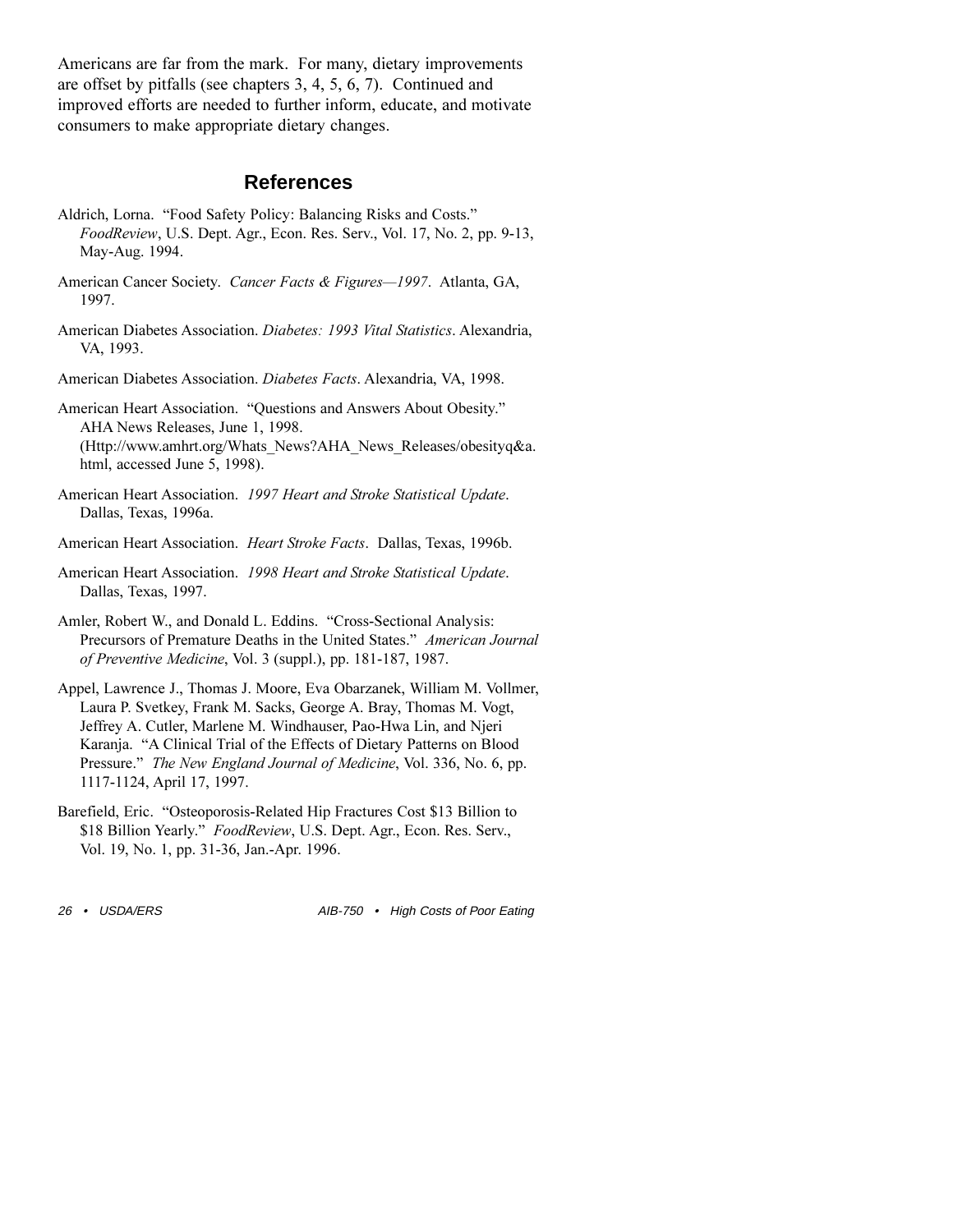Americans are far from the mark. For many, dietary improvements are offset by pitfalls (see chapters 3, 4, 5, 6, 7). Continued and improved efforts are needed to further inform, educate, and motivate consumers to make appropriate dietary changes.

## References

Aldrich, Lorna. "Food Safety Policy: Balancing Risks and Costs." *FoodReview*, U.S. Dept. Agr., Econ. Res. Serv., Vol. 17, No. 2, pp. 9-13, May-Aug. 1994.

American Cancer Society. *Cancer Facts & Figures—1997*. Atlanta, GA, 1997.

American Diabetes Association. *Diabetes: 1993 Vital Statistics*. Alexandria, VA, 1993.

American Diabetes Association. *Diabetes Facts*. Alexandria, VA, 1998.

American Heart Association. "Questions and Answers About Obesity." AHA News Releases, June 1, 1998. (Http://www.amhrt.org/Whats_News?AHA_News_Releases/obesityq&a.html, accessed June 5, 1998).

American Heart Association. *1997 Heart and Stroke Statistical Update*. Dallas, Texas, 1996a.

American Heart Association. *Heart Stroke Facts*. Dallas, Texas, 1996b.

American Heart Association. *1998 Heart and Stroke Statistical Update*. Dallas, Texas, 1997.

Amler, Robert W., and Donald L. Eddins. "Cross-Sectional Analysis: Precursors of Premature Deaths in the United States." *American Journal of Preventive Medicine*, Vol. 3 (suppl.), pp. 181-187, 1987.

Appel, Lawrence J., Thomas J. Moore, Eva Obarzanek, William M. Vollmer, Laura P. Svetkey, Frank M. Sacks, George A. Bray, Thomas M. Vogt, Jeffrey A. Cutler, Marlene M. Windhauser, Pao-Hwa Lin, and Njeri Karanja. "A Clinical Trial of the Effects of Dietary Patterns on Blood Pressure." *The New England Journal of Medicine*, Vol. 336, No. 6, pp. 1117-1124, April 17, 1997.

Barefield, Eric. "Osteoporosis-Related Hip Fractures Cost $13 Billion to $18 Billion Yearly." *FoodReview*, U.S. Dept. Agr., Econ. Res. Serv., Vol. 19, No. 1, pp. 31-36, Jan.-Apr. 1996.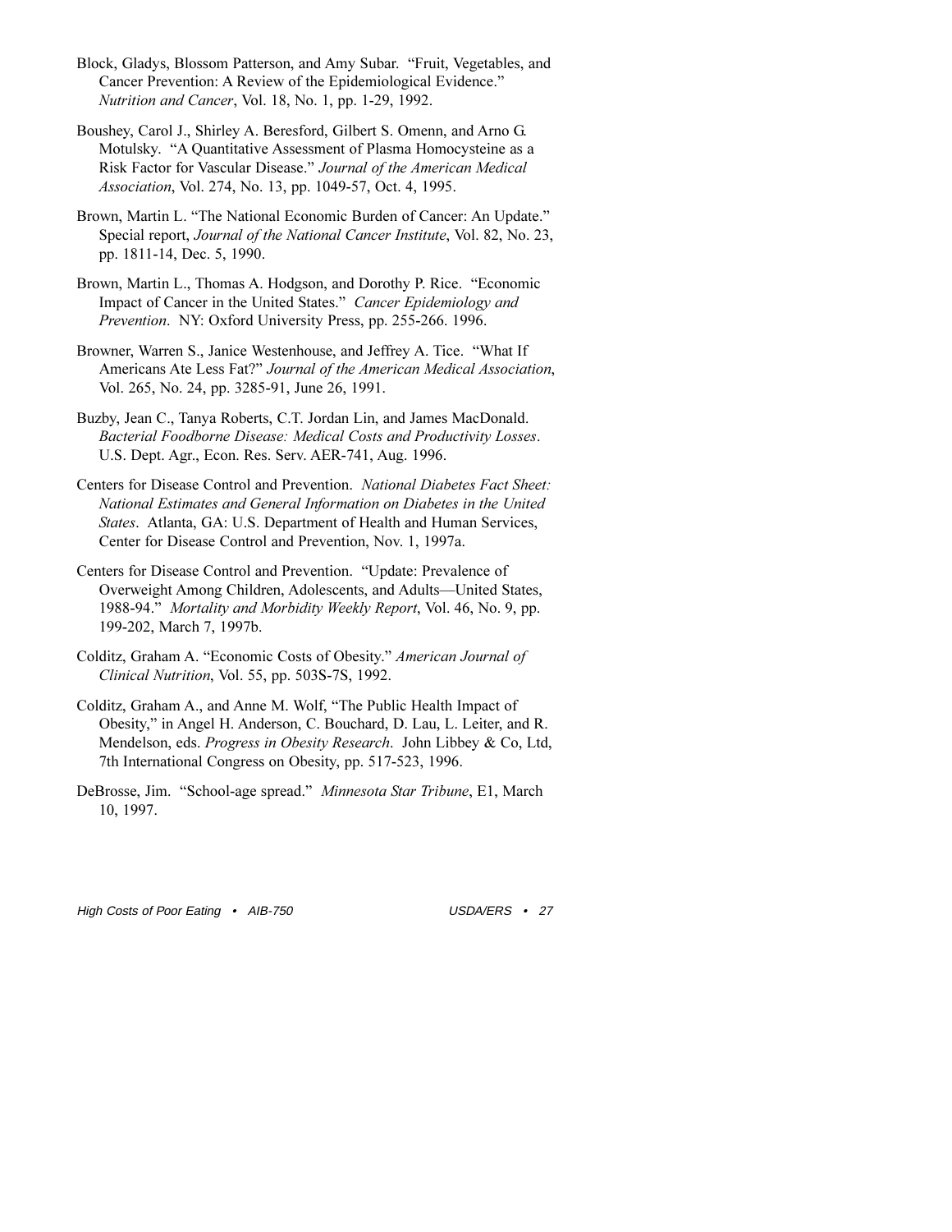Block, Gladys, Blossom Patterson, and Amy Subar. "Fruit, Vegetables, and Cancer Prevention: A Review of the Epidemiological Evidence." *Nutrition and Cancer*, Vol. 18, No. 1, pp. 1-29, 1992.

Boushey, Carol J., Shirley A. Beresford, Gilbert S. Omenn, and Arno G. Motulsky. "A Quantitative Assessment of Plasma Homocysteine as a Risk Factor for Vascular Disease." *Journal of the American Medical Association*, Vol. 274, No. 13, pp. 1049-57, Oct. 4, 1995.

Brown, Martin L. "The National Economic Burden of Cancer: An Update." Special report, *Journal of the National Cancer Institute*, Vol. 82, No. 23, pp. 1811-14, Dec. 5, 1990.

Brown, Martin L., Thomas A. Hodgson, and Dorothy P. Rice. "Economic Impact of Cancer in the United States." *Cancer Epidemiology and Prevention*. NY: Oxford University Press, pp. 255-266. 1996.

Browner, Warren S., Janice Westenhouse, and Jeffrey A. Tice. "What If Americans Ate Less Fat?" *Journal of the American Medical Association*, Vol. 265, No. 24, pp. 3285-91, June 26, 1991.

Buzby, Jean C., Tanya Roberts, C.T. Jordan Lin, and James MacDonald. *Bacterial Foodborne Disease: Medical Costs and Productivity Losses*. U.S. Dept. Agr., Econ. Res. Serv. AER-741, Aug. 1996.

Centers for Disease Control and Prevention. *National Diabetes Fact Sheet: National Estimates and General Information on Diabetes in the United States*. Atlanta, GA: U.S. Department of Health and Human Services, Center for Disease Control and Prevention, Nov. 1, 1997a.

Centers for Disease Control and Prevention. "Update: Prevalence of Overweight Among Children, Adolescents, and Adults—United States, 1988-94." *Mortality and Morbidity Weekly Report*, Vol. 46, No. 9, pp. 199-202, March 7, 1997b.

Colditz, Graham A. "Economic Costs of Obesity." *American Journal of Clinical Nutrition*, Vol. 55, pp. 503S-7S, 1992.

Colditz, Graham A., and Anne M. Wolf, "The Public Health Impact of Obesity," in Angel H. Anderson, C. Bouchard, D. Lau, L. Leiter, and R. Mendelson, eds. *Progress in Obesity Research*. John Libbey & Co, Ltd, 7th International Congress on Obesity, pp. 517-523, 1996.

DeBrosse, Jim. "School-age spread." *Minnesota Star Tribune*, E1, March 10, 1997.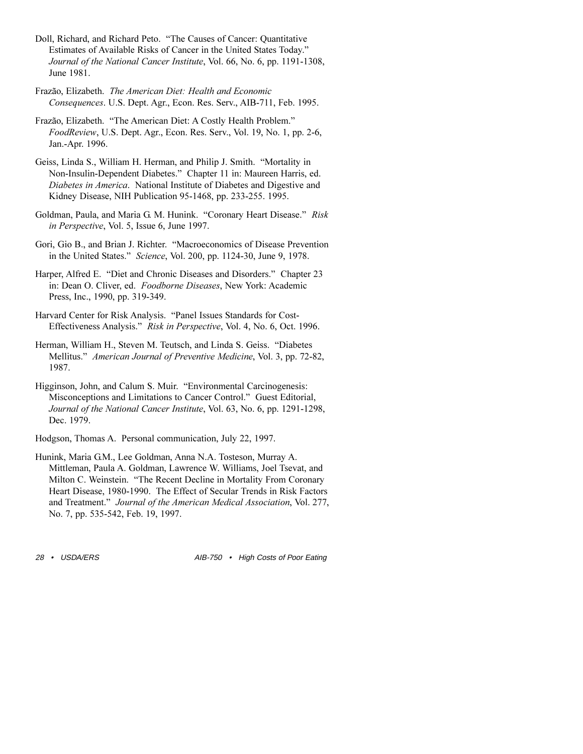Doll, Richard, and Richard Peto. "The Causes of Cancer: Quantitative Estimates of Available Risks of Cancer in the United States Today." *Journal of the National Cancer Institute*, Vol. 66, No. 6, pp. 1191-1308, June 1981.

Frazão, Elizabeth. *The American Diet: Health and Economic Consequences*. U.S. Dept. Agr., Econ. Res. Serv., AIB-711, Feb. 1995.

Frazão, Elizabeth. "The American Diet: A Costly Health Problem." *FoodReview*, U.S. Dept. Agr., Econ. Res. Serv., Vol. 19, No. 1, pp. 2-6, Jan.-Apr. 1996.

Geiss, Linda S., William H. Herman, and Philip J. Smith. "Mortality in Non-Insulin-Dependent Diabetes." Chapter 11 in: Maureen Harris, ed. *Diabetes in America*. National Institute of Diabetes and Digestive and Kidney Disease, NIH Publication 95-1468, pp. 233-255. 1995.

Goldman, Paula, and Maria G. M. Hunink. "Coronary Heart Disease." *Risk in Perspective*, Vol. 5, Issue 6, June 1997.

Gori, Gio B., and Brian J. Richter. "Macroeconomics of Disease Prevention in the United States." *Science*, Vol. 200, pp. 1124-30, June 9, 1978.

Harper, Alfred E. "Diet and Chronic Diseases and Disorders." Chapter 23 in: Dean O. Cliver, ed. *Foodborne Diseases*, New York: Academic Press, Inc., 1990, pp. 319-349.

Harvard Center for Risk Analysis. "Panel Issues Standards for Cost-Effectiveness Analysis." *Risk in Perspective*, Vol. 4, No. 6, Oct. 1996.

Herman, William H., Steven M. Teutsch, and Linda S. Geiss. "Diabetes Mellitus." *American Journal of Preventive Medicine*, Vol. 3, pp. 72-82, 1987.

Higginson, John, and Calum S. Muir. "Environmental Carcinogenesis: Misconceptions and Limitations to Cancer Control." Guest Editorial, *Journal of the National Cancer Institute*, Vol. 63, No. 6, pp. 1291-1298, Dec. 1979.

Hodgson, Thomas A. Personal communication, July 22, 1997.

Hunink, Maria G.M., Lee Goldman, Anna N.A. Tosteson, Murray A. Mittleman, Paula A. Goldman, Lawrence W. Williams, Joel Tsevat, and Milton C. Weinstein. "The Recent Decline in Mortality From Coronary Heart Disease, 1980-1990. The Effect of Secular Trends in Risk Factors and Treatment." *Journal of the American Medical Association*, Vol. 277, No. 7, pp. 535-542, Feb. 19, 1997.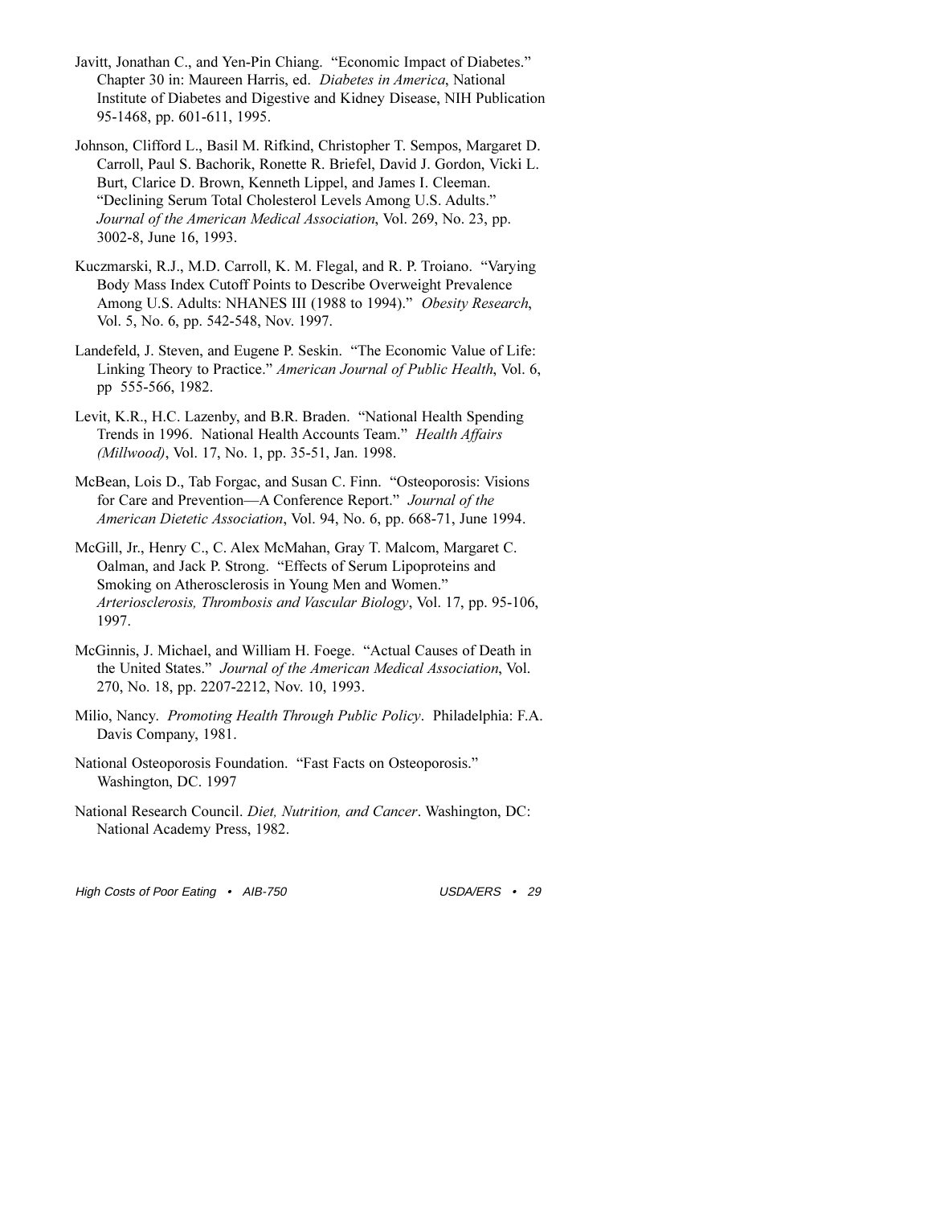Javitt, Jonathan C., and Yen-Pin Chiang. "Economic Impact of Diabetes." Chapter 30 in: Maureen Harris, ed. *Diabetes in America*, National Institute of Diabetes and Digestive and Kidney Disease, NIH Publication 95-1468, pp. 601-611, 1995.

Johnson, Clifford L., Basil M. Rifkind, Christopher T. Sempos, Margaret D. Carroll, Paul S. Bachorik, Ronette R. Briefel, David J. Gordon, Vicki L. Burt, Clarice D. Brown, Kenneth Lippel, and James I. Cleeman. "Declining Serum Total Cholesterol Levels Among U.S. Adults." *Journal of the American Medical Association*, Vol. 269, No. 23, pp. 3002-8, June 16, 1993.

Kuczmarski, R.J., M.D. Carroll, K. M. Flegal, and R. P. Troiano. "Varying Body Mass Index Cutoff Points to Describe Overweight Prevalence Among U.S. Adults: NHANES III (1988 to 1994)." *Obesity Research*, Vol. 5, No. 6, pp. 542-548, Nov. 1997.

Landefeld, J. Steven, and Eugene P. Seskin. "The Economic Value of Life: Linking Theory to Practice." *American Journal of Public Health*, Vol. 6, pp 555-566, 1982.

Levit, K.R., H.C. Lazenby, and B.R. Braden. "National Health Spending Trends in 1996. National Health Accounts Team." *Health Affairs (Millwood)*, Vol. 17, No. 1, pp. 35-51, Jan. 1998.

McBean, Lois D., Tab Forgac, and Susan C. Finn. "Osteoporosis: Visions for Care and Prevention—A Conference Report." *Journal of the American Dietetic Association*, Vol. 94, No. 6, pp. 668-71, June 1994.

McGill, Jr., Henry C., C. Alex McMahan, Gray T. Malcom, Margaret C. Oalman, and Jack P. Strong. "Effects of Serum Lipoproteins and Smoking on Atherosclerosis in Young Men and Women." *Arteriosclerosis, Thrombosis and Vascular Biology*, Vol. 17, pp. 95-106, 1997.

McGinnis, J. Michael, and William H. Foege. "Actual Causes of Death in the United States." *Journal of the American Medical Association*, Vol. 270, No. 18, pp. 2207-2212, Nov. 10, 1993.

Milio, Nancy. *Promoting Health Through Public Policy*. Philadelphia: F.A. Davis Company, 1981.

National Osteoporosis Foundation. "Fast Facts on Osteoporosis." Washington, DC. 1997

National Research Council. *Diet, Nutrition, and Cancer*. Washington, DC: National Academy Press, 1982.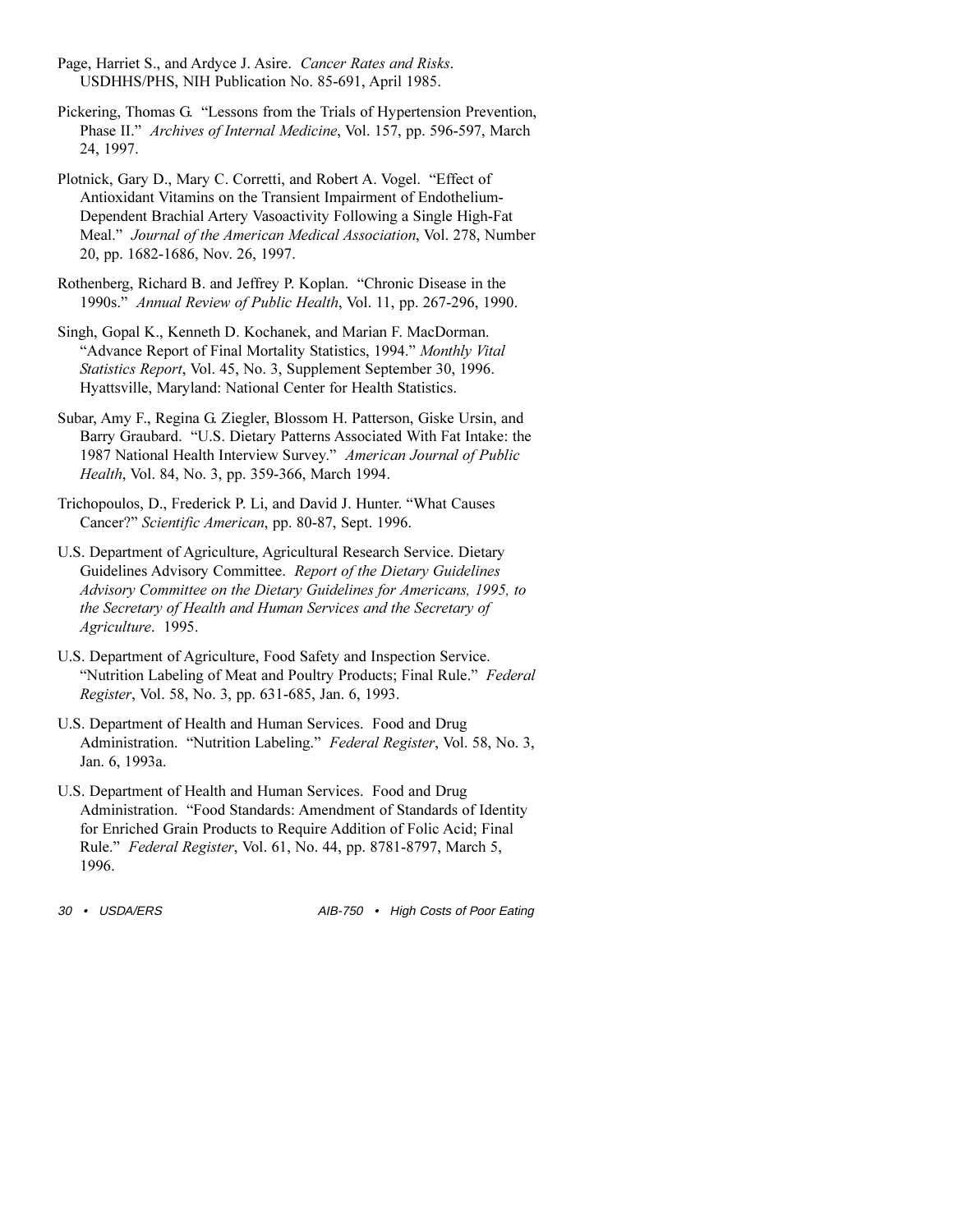Page, Harriet S., and Ardyce J. Asire. *Cancer Rates and Risks*. USDHHS/PHS, NIH Publication No. 85-691, April 1985.

Pickering, Thomas G. "Lessons from the Trials of Hypertension Prevention, Phase II." *Archives of Internal Medicine*, Vol. 157, pp. 596-597, March 24, 1997.

Plotnick, Gary D., Mary C. Corretti, and Robert A. Vogel. "Effect of Antioxidant Vitamins on the Transient Impairment of Endothelium-Dependent Brachial Artery Vasoactivity Following a Single High-Fat Meal." *Journal of the American Medical Association*, Vol. 278, Number 20, pp. 1682-1686, Nov. 26, 1997.

Rothenberg, Richard B. and Jeffrey P. Koplan. "Chronic Disease in the 1990s." *Annual Review of Public Health*, Vol. 11, pp. 267-296, 1990.

Singh, Gopal K., Kenneth D. Kochanek, and Marian F. MacDorman. "Advance Report of Final Mortality Statistics, 1994." *Monthly Vital Statistics Report*, Vol. 45, No. 3, Supplement September 30, 1996. Hyattsville, Maryland: National Center for Health Statistics.

Subar, Amy F., Regina G. Ziegler, Blossom H. Patterson, Giske Ursin, and Barry Graubard. "U.S. Dietary Patterns Associated With Fat Intake: the 1987 National Health Interview Survey." *American Journal of Public Health*, Vol. 84, No. 3, pp. 359-366, March 1994.

Trichopoulos, D., Frederick P. Li, and David J. Hunter. "What Causes Cancer?" *Scientific American*, pp. 80-87, Sept. 1996.

U.S. Department of Agriculture, Agricultural Research Service. Dietary Guidelines Advisory Committee. *Report of the Dietary Guidelines Advisory Committee on the Dietary Guidelines for Americans, 1995, to the Secretary of Health and Human Services and the Secretary of Agriculture*. 1995.

U.S. Department of Agriculture, Food Safety and Inspection Service. "Nutrition Labeling of Meat and Poultry Products; Final Rule." *Federal Register*, Vol. 58, No. 3, pp. 631-685, Jan. 6, 1993.

U.S. Department of Health and Human Services. Food and Drug Administration. "Nutrition Labeling." *Federal Register*, Vol. 58, No. 3, Jan. 6, 1993a.

U.S. Department of Health and Human Services. Food and Drug Administration. "Food Standards: Amendment of Standards of Identity for Enriched Grain Products to Require Addition of Folic Acid; Final Rule." *Federal Register*, Vol. 61, No. 44, pp. 8781-8797, March 5, 1996.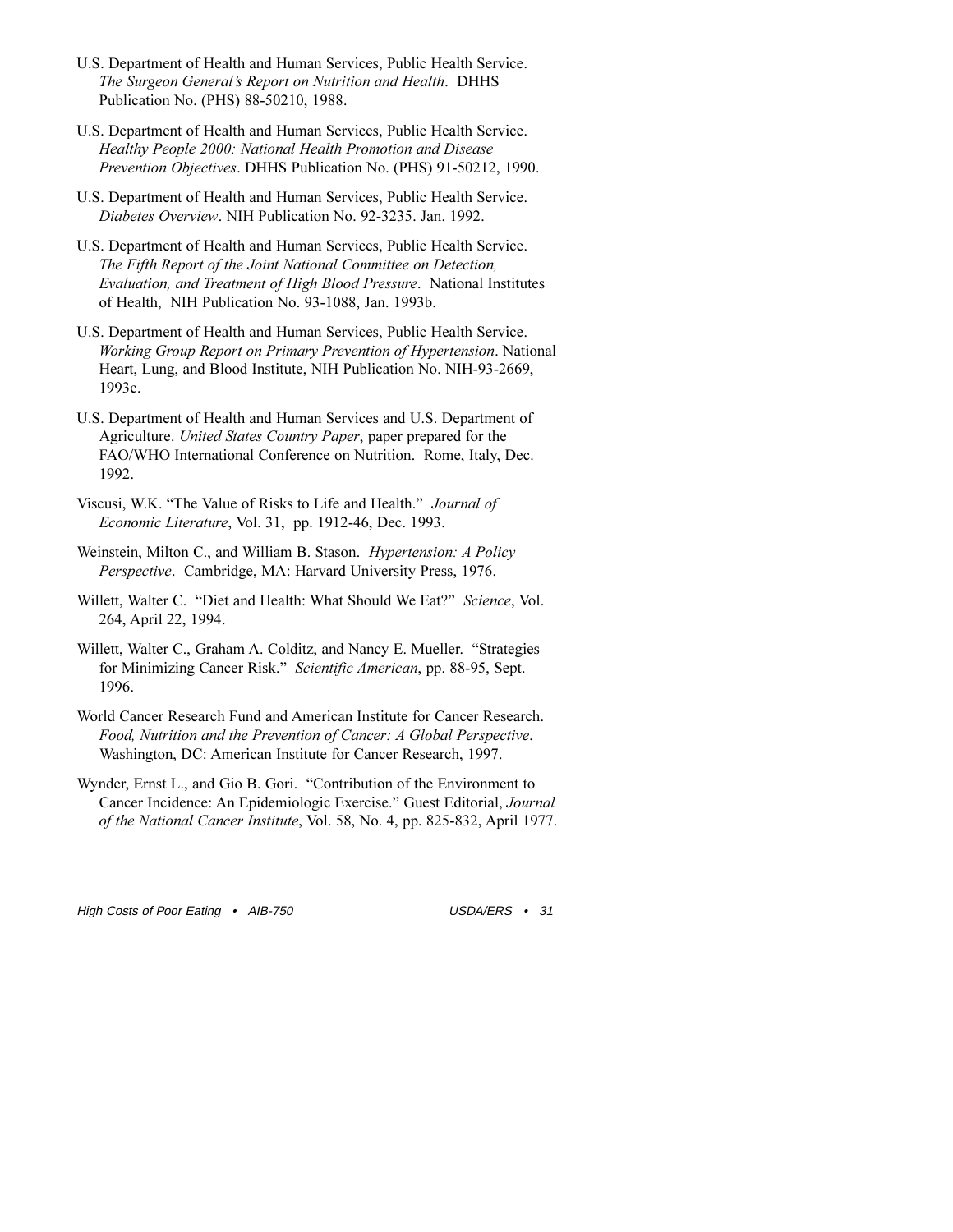U.S. Department of Health and Human Services, Public Health Service. *The Surgeon General's Report on Nutrition and Health*. DHHS Publication No. (PHS) 88-50210, 1988.

U.S. Department of Health and Human Services, Public Health Service. *Healthy People 2000: National Health Promotion and Disease Prevention Objectives*. DHHS Publication No. (PHS) 91-50212, 1990.

U.S. Department of Health and Human Services, Public Health Service. *Diabetes Overview*. NIH Publication No. 92-3235. Jan. 1992.

U.S. Department of Health and Human Services, Public Health Service. *The Fifth Report of the Joint National Committee on Detection, Evaluation, and Treatment of High Blood Pressure*. National Institutes of Health, NIH Publication No. 93-1088, Jan. 1993b.

U.S. Department of Health and Human Services, Public Health Service. *Working Group Report on Primary Prevention of Hypertension*. National Heart, Lung, and Blood Institute, NIH Publication No. NIH-93-2669, 1993c.

U.S. Department of Health and Human Services and U.S. Department of Agriculture. *United States Country Paper*, paper prepared for the FAO/WHO International Conference on Nutrition. Rome, Italy, Dec. 1992.

Viscusi, W.K. "The Value of Risks to Life and Health." *Journal of Economic Literature*, Vol. 31, pp. 1912-46, Dec. 1993.

Weinstein, Milton C., and William B. Stason. *Hypertension: A Policy Perspective*. Cambridge, MA: Harvard University Press, 1976.

Willett, Walter C. "Diet and Health: What Should We Eat?" *Science*, Vol. 264, April 22, 1994.

Willett, Walter C., Graham A. Colditz, and Nancy E. Mueller. "Strategies for Minimizing Cancer Risk." *Scientific American*, pp. 88-95, Sept. 1996.

World Cancer Research Fund and American Institute for Cancer Research. *Food, Nutrition and the Prevention of Cancer: A Global Perspective*. Washington, DC: American Institute for Cancer Research, 1997.

Wynder, Ernst L., and Gio B. Gori. "Contribution of the Environment to Cancer Incidence: An Epidemiologic Exercise." Guest Editorial, *Journal of the National Cancer Institute*, Vol. 58, No. 4, pp. 825-832, April 1977.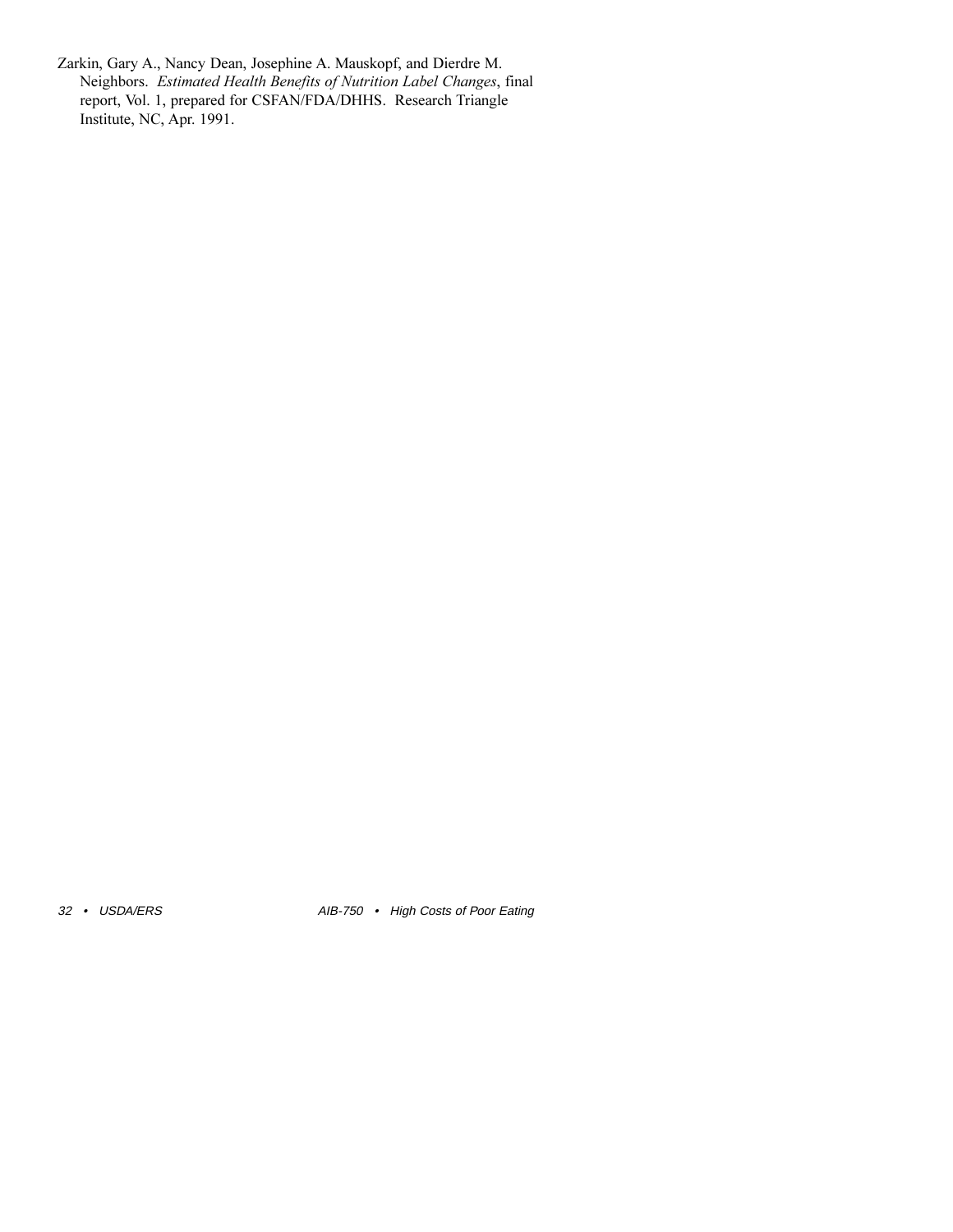Zarkin, Gary A., Nancy Dean, Josephine A. Mauskopf, and Dierdre M. Neighbors. *Estimated Health Benefits of Nutrition Label Changes*, final report, Vol. 1, prepared for CSFAN/FDA/DHHS. Research Triangle Institute, NC, Apr. 1991.